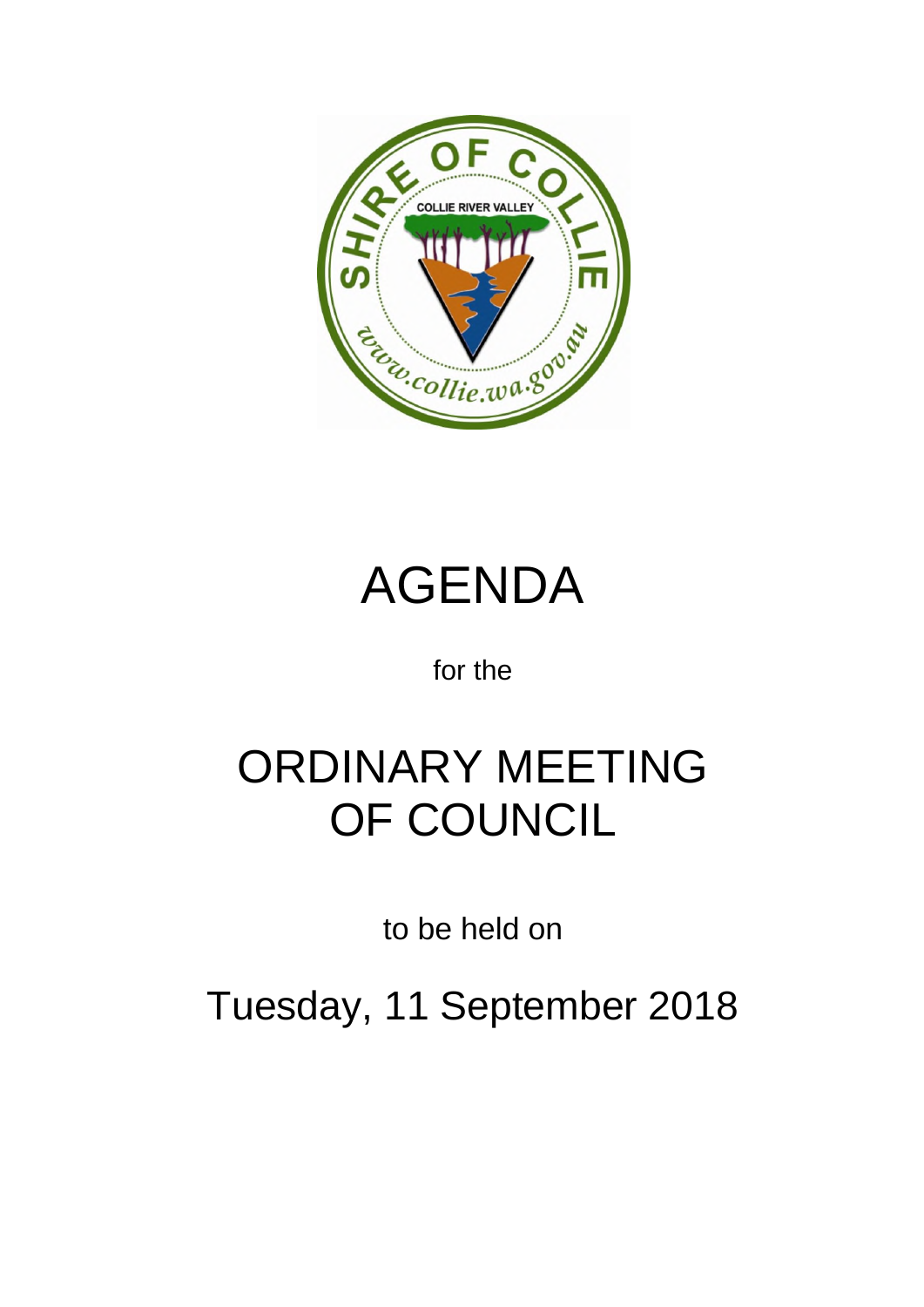# AGENDA

for the

# ORDINARY MEETING OF COUNCIL

to be held on

## Tuesday, 11 September 2018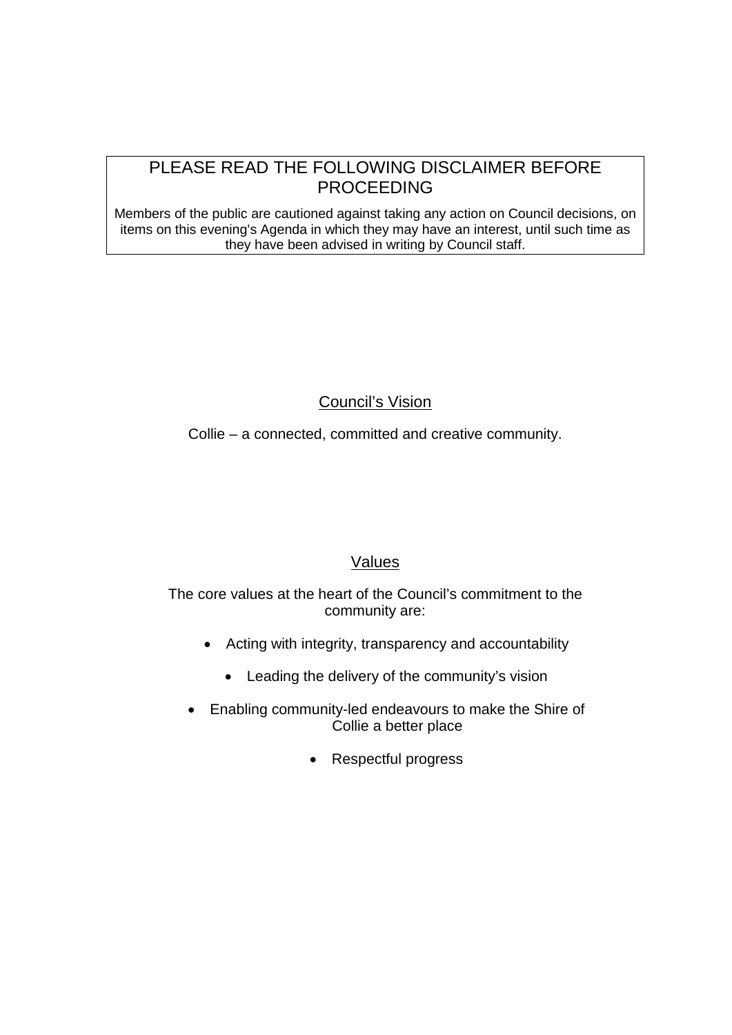## PLEASE READ THE FOLLOWING DISCLAIMER BEFORE PROCEEDING

Members of the public are cautioned against taking any action on Council decisions, on items on this evening's Agenda in which they may have an interest, until such time as they have been advised in writing by Council staff.

## Council's Vision

Collie – a connected, committed and creative community.

## Values

The core values at the heart of the Council's commitment to the community are:

- Acting with integrity, transparency and accountability
- Leading the delivery of the community's vision
- Enabling community-led endeavours to make the Shire of Collie a better place
- Respectful progress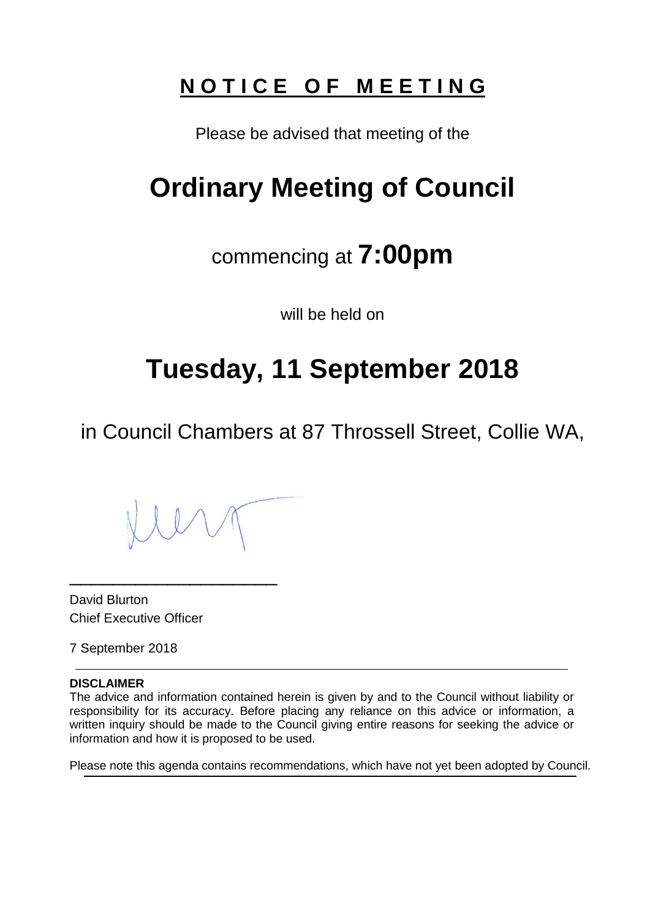# N O T I C E  O F  M E E T I N G

Please be advised that meeting of the

# Ordinary Meeting of Council

commencing at **7:00pm**

will be held on

# Tuesday, 11 September 2018

in Council Chambers at 87 Throssell Street, Collie WA,

\_\_\_\_\_\_\_\_\_\_\_\_\_\_\_\_\_\_\_\_\_\_\_\_\_\_\_

David Blurton
Chief Executive Officer

7 September 2018

---

**DISCLAIMER**
The advice and information contained herein is given by and to the Council without liability or responsibility for its accuracy. Before placing any reliance on this advice or information, a written inquiry should be made to the Council giving entire reasons for seeking the advice or information and how it is proposed to be used.

Please note this agenda contains recommendations, which have not yet been adopted by Council.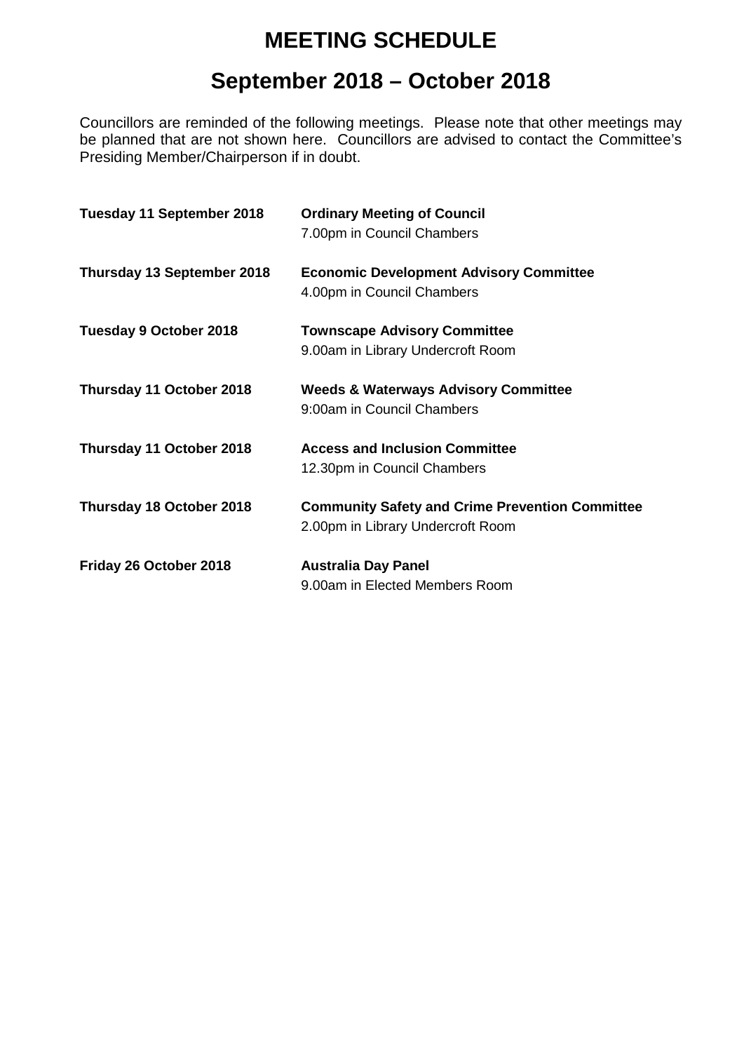# MEETING SCHEDULE

## September 2018 – October 2018

Councillors are reminded of the following meetings. Please note that other meetings may be planned that are not shown here. Councillors are advised to contact the Committee's Presiding Member/Chairperson if in doubt.

**Tuesday 11 September 2018** — **Ordinary Meeting of Council**
7.00pm in Council Chambers

**Thursday 13 September 2018** — **Economic Development Advisory Committee**
4.00pm in Council Chambers

**Tuesday 9 October 2018** — **Townscape Advisory Committee**
9.00am in Library Undercroft Room

**Thursday 11 October 2018** — **Weeds & Waterways Advisory Committee**
9:00am in Council Chambers

**Thursday 11 October 2018** — **Access and Inclusion Committee**
12.30pm in Council Chambers

**Thursday 18 October 2018** — **Community Safety and Crime Prevention Committee**
2.00pm in Library Undercroft Room

**Friday 26 October 2018** — **Australia Day Panel**
9.00am in Elected Members Room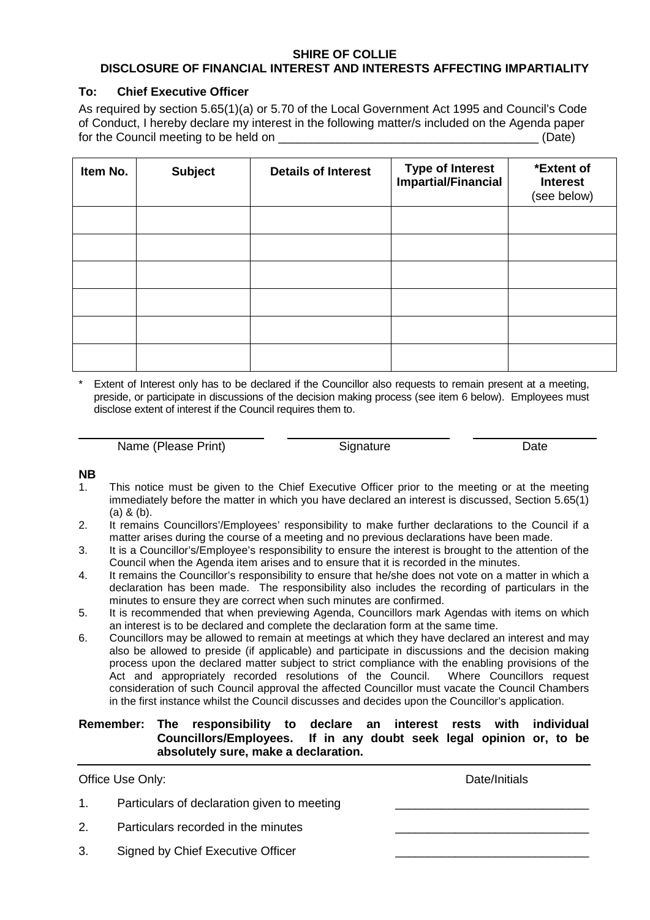**SHIRE OF COLLIE**

**DISCLOSURE OF FINANCIAL INTEREST AND INTERESTS AFFECTING IMPARTIALITY**

**To: Chief Executive Officer**

As required by section 5.65(1)(a) or 5.70 of the Local Government Act 1995 and Council's Code of Conduct, I hereby declare my interest in the following matter/s included on the Agenda paper for the Council meeting to be held on _______________________________________ (Date)

| **Item No.** | **Subject** | **Details of Interest** | **Type of Interest Impartial/Financial** | **\*Extent of Interest** (see below) |
|---|---|---|---|---|
| | | | | |
| | | | | |
| | | | | |
| | | | | |
| | | | | |
| | | | | |

\* Extent of Interest only has to be declared if the Councillor also requests to remain present at a meeting, preside, or participate in discussions of the decision making process (see item 6 below). Employees must disclose extent of interest if the Council requires them to.

| ______________________ | ______________________ | ______________________ |
|---|---|---|
| Name (Please Print) | Signature | Date |

**NB**

1. This notice must be given to the Chief Executive Officer prior to the meeting or at the meeting immediately before the matter in which you have declared an interest is discussed, Section 5.65(1) (a) & (b).
2. It remains Councillors'/Employees' responsibility to make further declarations to the Council if a matter arises during the course of a meeting and no previous declarations have been made.
3. It is a Councillor's/Employee's responsibility to ensure the interest is brought to the attention of the Council when the Agenda item arises and to ensure that it is recorded in the minutes.
4. It remains the Councillor's responsibility to ensure that he/she does not vote on a matter in which a declaration has been made. The responsibility also includes the recording of particulars in the minutes to ensure they are correct when such minutes are confirmed.
5. It is recommended that when previewing Agenda, Councillors mark Agendas with items on which an interest is to be declared and complete the declaration form at the same time.
6. Councillors may be allowed to remain at meetings at which they have declared an interest and may also be allowed to preside (if applicable) and participate in discussions and the decision making process upon the declared matter subject to strict compliance with the enabling provisions of the Act and appropriately recorded resolutions of the Council. Where Councillors request consideration of such Council approval the affected Councillor must vacate the Council Chambers in the first instance whilst the Council discusses and decides upon the Councillor's application.

**Remember: The responsibility to declare an interest rests with individual Councillors/Employees. If in any doubt seek legal opinion or, to be absolutely sure, make a declaration.**

---

| Office Use Only: | Date/Initials |
|---|---|
| 1. Particulars of declaration given to meeting | ____________________________ |
| 2. Particulars recorded in the minutes | ____________________________ |
| 3. Signed by Chief Executive Officer | ____________________________ |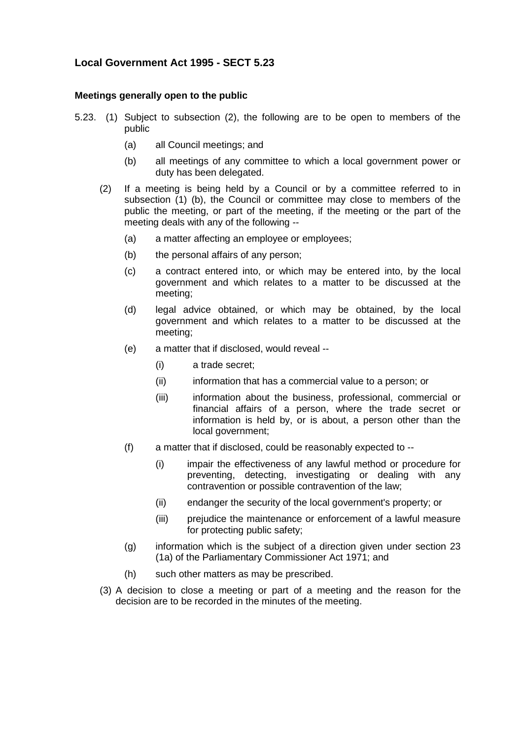## Local Government Act 1995 - SECT 5.23

### Meetings generally open to the public

5.23. (1) Subject to subsection (2), the following are to be open to members of the public

- (a) all Council meetings; and
- (b) all meetings of any committee to which a local government power or duty has been delegated.

(2) If a meeting is being held by a Council or by a committee referred to in subsection (1) (b), the Council or committee may close to members of the public the meeting, or part of the meeting, if the meeting or the part of the meeting deals with any of the following --

- (a) a matter affecting an employee or employees;
- (b) the personal affairs of any person;
- (c) a contract entered into, or which may be entered into, by the local government and which relates to a matter to be discussed at the meeting;
- (d) legal advice obtained, or which may be obtained, by the local government and which relates to a matter to be discussed at the meeting;
- (e) a matter that if disclosed, would reveal --
  - (i) a trade secret;
  - (ii) information that has a commercial value to a person; or
  - (iii) information about the business, professional, commercial or financial affairs of a person, where the trade secret or information is held by, or is about, a person other than the local government;
- (f) a matter that if disclosed, could be reasonably expected to --
  - (i) impair the effectiveness of any lawful method or procedure for preventing, detecting, investigating or dealing with any contravention or possible contravention of the law;
  - (ii) endanger the security of the local government's property; or
  - (iii) prejudice the maintenance or enforcement of a lawful measure for protecting public safety;
- (g) information which is the subject of a direction given under section 23 (1a) of the Parliamentary Commissioner Act 1971; and
- (h) such other matters as may be prescribed.

(3) A decision to close a meeting or part of a meeting and the reason for the decision are to be recorded in the minutes of the meeting.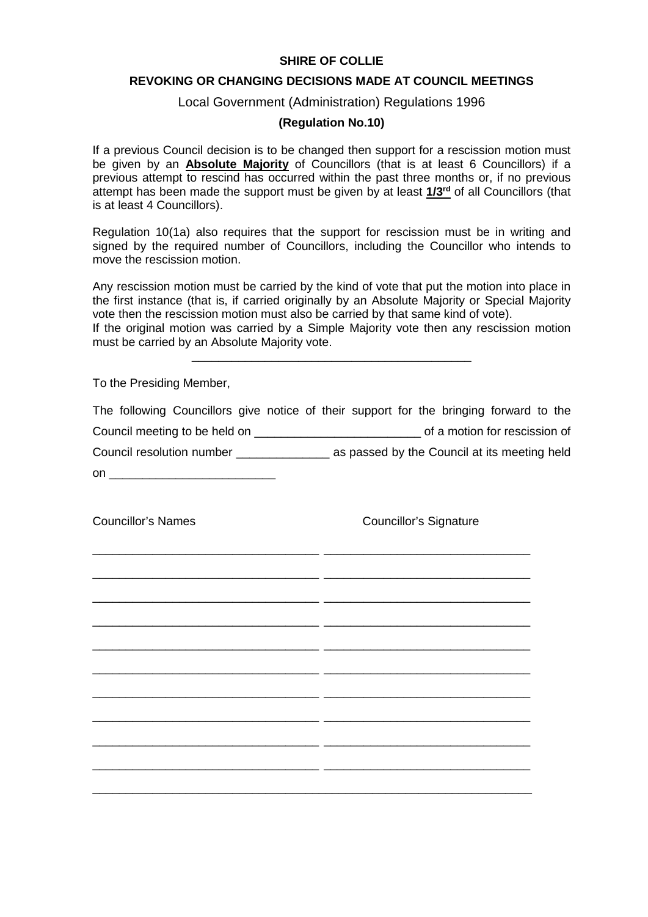**SHIRE OF COLLIE**

**REVOKING OR CHANGING DECISIONS MADE AT COUNCIL MEETINGS**

Local Government (Administration) Regulations 1996

**(Regulation No.10)**

If a previous Council decision is to be changed then support for a rescission motion must be given by an **Absolute Majority** of Councillors (that is at least 6 Councillors) if a previous attempt to rescind has occurred within the past three months or, if no previous attempt has been made the support must be given by at least **1/3rd** of all Councillors (that is at least 4 Councillors).

Regulation 10(1a) also requires that the support for rescission must be in writing and signed by the required number of Councillors, including the Councillor who intends to move the rescission motion.

Any rescission motion must be carried by the kind of vote that put the motion into place in the first instance (that is, if carried originally by an Absolute Majority or Special Majority vote then the rescission motion must also be carried by that same kind of vote).
If the original motion was carried by a Simple Majority vote then any rescission motion must be carried by an Absolute Majority vote.

---

To the Presiding Member,

The following Councillors give notice of their support for the bringing forward to the Council meeting to be held on _________________________ of a motion for rescission of Council resolution number ______________ as passed by the Council at its meeting held on _________________________

| Councillor's Names | Councillor's Signature |
|---|---|
| _________________________________ | ______________________________ |
| _________________________________ | ______________________________ |
| _________________________________ | ______________________________ |
| _________________________________ | ______________________________ |
| _________________________________ | ______________________________ |
| _________________________________ | ______________________________ |
| _________________________________ | ______________________________ |
| _________________________________ | ______________________________ |
| _________________________________ | ______________________________ |
| _________________________________ | ______________________________ |

_________________________________________________________________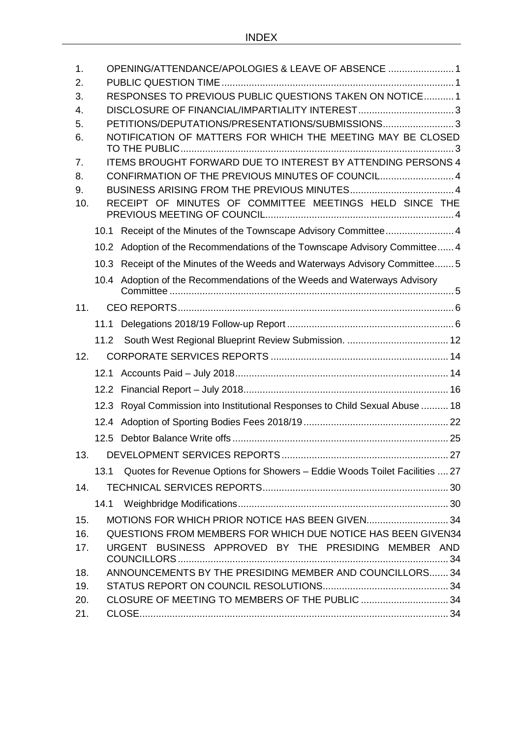# INDEX

1. OPENING/ATTENDANCE/APOLOGIES & LEAVE OF ABSENCE ........................ 1
2. PUBLIC QUESTION TIME ..................................................................................... 1
3. RESPONSES TO PREVIOUS PUBLIC QUESTIONS TAKEN ON NOTICE ........... 1
4. DISCLOSURE OF FINANCIAL/IMPARTIALITY INTEREST ................................... 3
5. PETITIONS/DEPUTATIONS/PRESENTATIONS/SUBMISSIONS .......................... 3
6. NOTIFICATION OF MATTERS FOR WHICH THE MEETING MAY BE CLOSED TO THE PUBLIC ..................................................................................................... 3
7. ITEMS BROUGHT FORWARD DUE TO INTEREST BY ATTENDING PERSONS 4
8. CONFIRMATION OF THE PREVIOUS MINUTES OF COUNCIL ........................... 4
9. BUSINESS ARISING FROM THE PREVIOUS MINUTES ...................................... 4
10. RECEIPT OF MINUTES OF COMMITTEE MEETINGS HELD SINCE THE PREVIOUS MEETING OF COUNCIL ..................................................................... 4
    - 10.1 Receipt of the Minutes of the Townscape Advisory Committee ......................... 4
    - 10.2 Adoption of the Recommendations of the Townscape Advisory Committee ...... 4
    - 10.3 Receipt of the Minutes of the Weeds and Waterways Advisory Committee ....... 5
    - 10.4 Adoption of the Recommendations of the Weeds and Waterways Advisory Committee ........................................................................................................ 5
11. CEO REPORTS ...................................................................................................... 6
    - 11.1 Delegations 2018/19 Follow-up Report ............................................................. 6
    - 11.2 South West Regional Blueprint Review Submission. ..................................... 12
12. CORPORATE SERVICES REPORTS ................................................................. 14
    - 12.1 Accounts Paid – July 2018 .............................................................................. 14
    - 12.2 Financial Report – July 2018 ........................................................................... 16
    - 12.3 Royal Commission into Institutional Responses to Child Sexual Abuse .......... 18
    - 12.4 Adoption of Sporting Bodies Fees 2018/19 ..................................................... 22
    - 12.5 Debtor Balance Write offs ............................................................................... 25
13. DEVELOPMENT SERVICES REPORTS ............................................................. 27
    - 13.1 Quotes for Revenue Options for Showers – Eddie Woods Toilet Facilities .... 27
14. TECHNICAL SERVICES REPORTS .................................................................... 30
    - 14.1 Weighbridge Modifications ............................................................................. 30
15. MOTIONS FOR WHICH PRIOR NOTICE HAS BEEN GIVEN .............................. 34
16. QUESTIONS FROM MEMBERS FOR WHICH DUE NOTICE HAS BEEN GIVEN 34
17. URGENT BUSINESS APPROVED BY THE PRESIDING MEMBER AND COUNCILLORS .................................................................................................... 34
18. ANNOUNCEMENTS BY THE PRESIDING MEMBER AND COUNCILLORS ....... 34
19. STATUS REPORT ON COUNCIL RESOLUTIONS .............................................. 34
20. CLOSURE OF MEETING TO MEMBERS OF THE PUBLIC ................................ 34
21. CLOSE ................................................................................................................. 34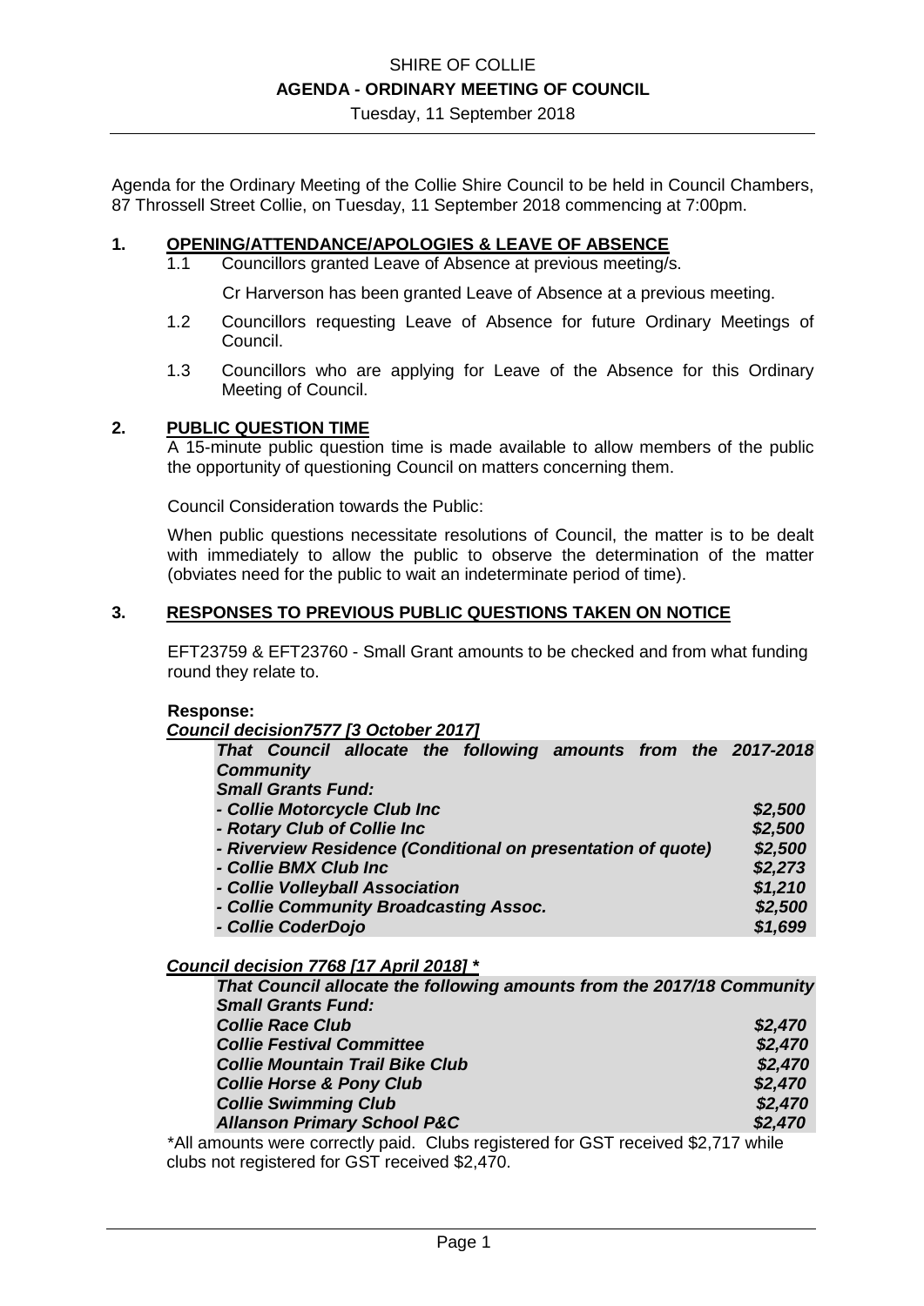Agenda for the Ordinary Meeting of the Collie Shire Council to be held in Council Chambers, 87 Throssell Street Collie, on Tuesday, 11 September 2018 commencing at 7:00pm.

## 1. OPENING/ATTENDANCE/APOLOGIES & LEAVE OF ABSENCE

1.1 Councillors granted Leave of Absence at previous meeting/s.

Cr Harverson has been granted Leave of Absence at a previous meeting.

1.2 Councillors requesting Leave of Absence for future Ordinary Meetings of Council.

1.3 Councillors who are applying for Leave of the Absence for this Ordinary Meeting of Council.

## 2. PUBLIC QUESTION TIME

A 15-minute public question time is made available to allow members of the public the opportunity of questioning Council on matters concerning them.

Council Consideration towards the Public:

When public questions necessitate resolutions of Council, the matter is to be dealt with immediately to allow the public to observe the determination of the matter (obviates need for the public to wait an indeterminate period of time).

## 3. RESPONSES TO PREVIOUS PUBLIC QUESTIONS TAKEN ON NOTICE

EFT23759 & EFT23760 - Small Grant amounts to be checked and from what funding round they relate to.

**Response:**

***Council decision7577 [3 October 2017]***

***That Council allocate the following amounts from the 2017-2018 Community Small Grants Fund:***

| | |
|---|---|
| ***- Collie Motorcycle Club Inc*** | ***$2,500*** |
| ***- Rotary Club of Collie Inc*** | ***$2,500*** |
| ***- Riverview Residence (Conditional on presentation of quote)*** | ***$2,500*** |
| ***- Collie BMX Club Inc*** | ***$2,273*** |
| ***- Collie Volleyball Association*** | ***$1,210*** |
| ***- Collie Community Broadcasting Assoc.*** | ***$2,500*** |
| ***- Collie CoderDojo*** | ***$1,699*** |

***Council decision 7768 [17 April 2018] ****

***That Council allocate the following amounts from the 2017/18 Community Small Grants Fund:***

| | |
|---|---|
| ***Collie Race Club*** | ***$2,470*** |
| ***Collie Festival Committee*** | ***$2,470*** |
| ***Collie Mountain Trail Bike Club*** | ***$2,470*** |
| ***Collie Horse & Pony Club*** | ***$2,470*** |
| ***Collie Swimming Club*** | ***$2,470*** |
| ***Allanson Primary School P&C*** | ***$2,470*** |

*All amounts were correctly paid. Clubs registered for GST received $2,717 while clubs not registered for GST received $2,470.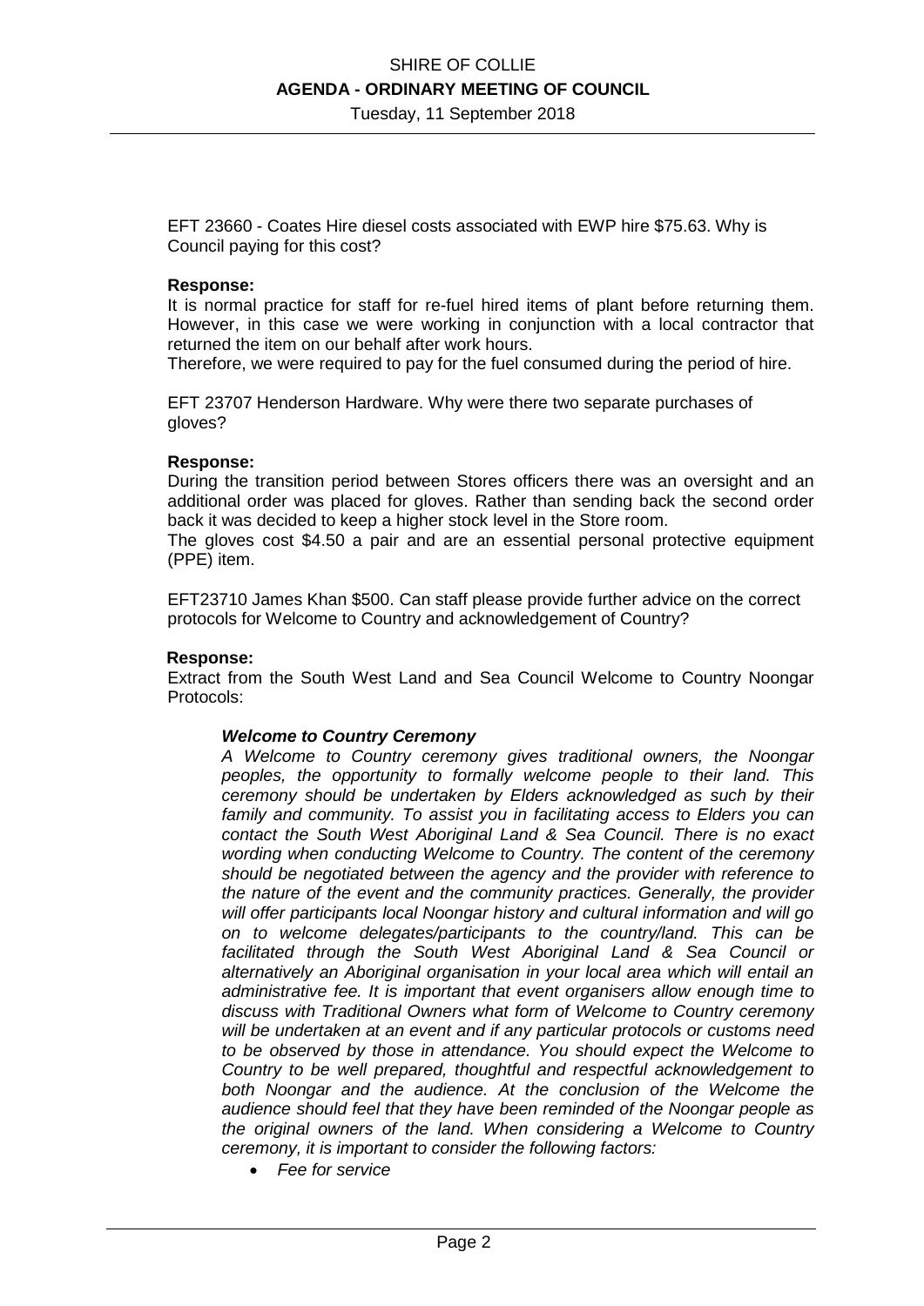EFT 23660 - Coates Hire diesel costs associated with EWP hire $75.63. Why is Council paying for this cost?

**Response:**
It is normal practice for staff for re-fuel hired items of plant before returning them. However, in this case we were working in conjunction with a local contractor that returned the item on our behalf after work hours.
Therefore, we were required to pay for the fuel consumed during the period of hire.

EFT 23707 Henderson Hardware. Why were there two separate purchases of gloves?

**Response:**
During the transition period between Stores officers there was an oversight and an additional order was placed for gloves. Rather than sending back the second order back it was decided to keep a higher stock level in the Store room.
The gloves cost $4.50 a pair and are an essential personal protective equipment (PPE) item.

EFT23710 James Khan $500. Can staff please provide further advice on the correct protocols for Welcome to Country and acknowledgement of Country?

**Response:**
Extract from the South West Land and Sea Council Welcome to Country Noongar Protocols:

> ***Welcome to Country Ceremony***
> *A Welcome to Country ceremony gives traditional owners, the Noongar peoples, the opportunity to formally welcome people to their land. This ceremony should be undertaken by Elders acknowledged as such by their family and community. To assist you in facilitating access to Elders you can contact the South West Aboriginal Land & Sea Council. There is no exact wording when conducting Welcome to Country. The content of the ceremony should be negotiated between the agency and the provider with reference to the nature of the event and the community practices. Generally, the provider will offer participants local Noongar history and cultural information and will go on to welcome delegates/participants to the country/land. This can be facilitated through the South West Aboriginal Land & Sea Council or alternatively an Aboriginal organisation in your local area which will entail an administrative fee. It is important that event organisers allow enough time to discuss with Traditional Owners what form of Welcome to Country ceremony will be undertaken at an event and if any particular protocols or customs need to be observed by those in attendance. You should expect the Welcome to Country to be well prepared, thoughtful and respectful acknowledgement to both Noongar and the audience. At the conclusion of the Welcome the audience should feel that they have been reminded of the Noongar people as the original owners of the land. When considering a Welcome to Country ceremony, it is important to consider the following factors:*
>
> - *Fee for service*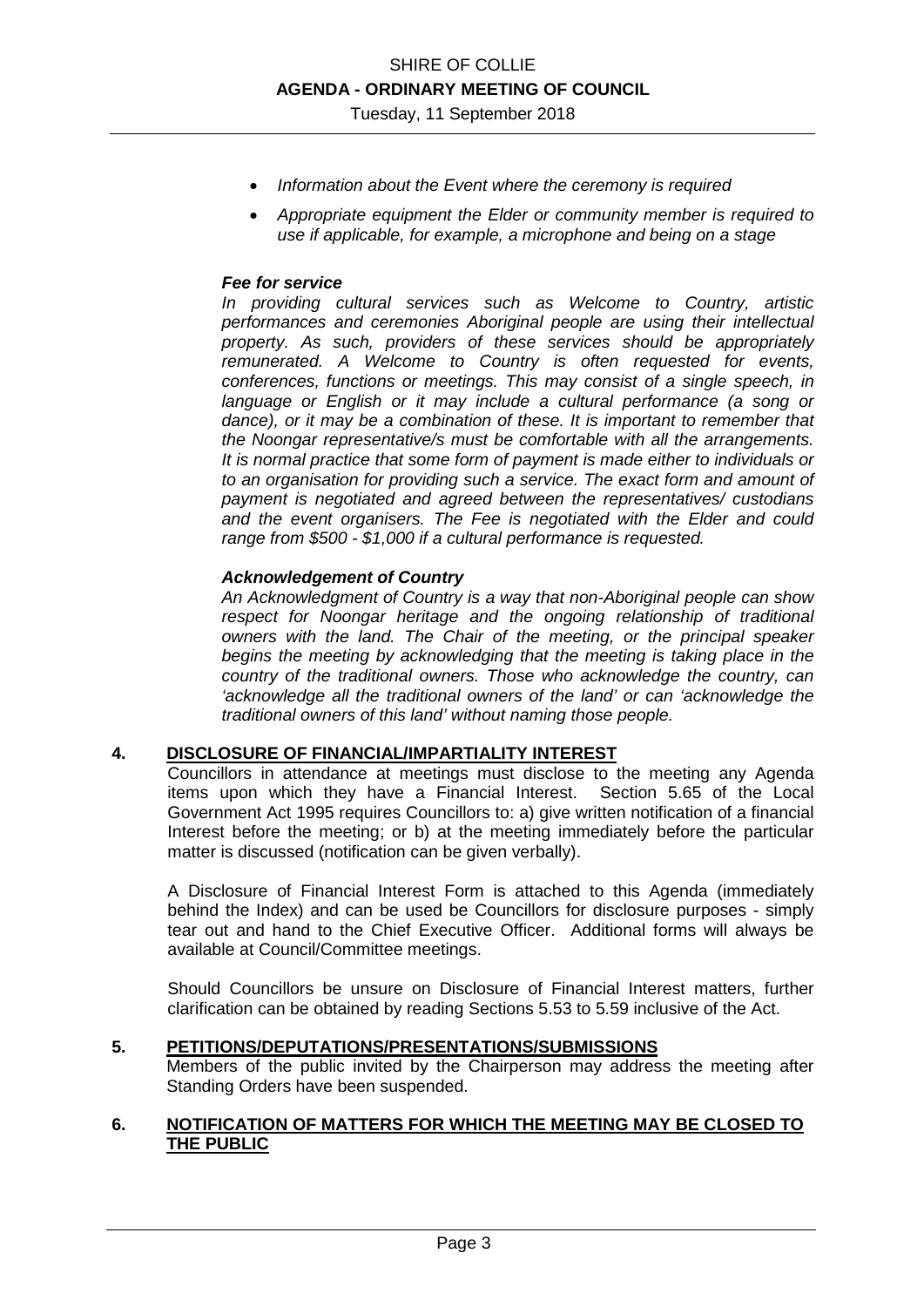- *Information about the Event where the ceremony is required*
- *Appropriate equipment the Elder or community member is required to use if applicable, for example, a microphone and being on a stage*

***Fee for service***

*In providing cultural services such as Welcome to Country, artistic performances and ceremonies Aboriginal people are using their intellectual property. As such, providers of these services should be appropriately remunerated. A Welcome to Country is often requested for events, conferences, functions or meetings. This may consist of a single speech, in language or English or it may include a cultural performance (a song or dance), or it may be a combination of these. It is important to remember that the Noongar representative/s must be comfortable with all the arrangements. It is normal practice that some form of payment is made either to individuals or to an organisation for providing such a service. The exact form and amount of payment is negotiated and agreed between the representatives/ custodians and the event organisers. The Fee is negotiated with the Elder and could range from $500 - $1,000 if a cultural performance is requested.*

***Acknowledgement of Country***

*An Acknowledgment of Country is a way that non-Aboriginal people can show respect for Noongar heritage and the ongoing relationship of traditional owners with the land. The Chair of the meeting, or the principal speaker begins the meeting by acknowledging that the meeting is taking place in the country of the traditional owners. Those who acknowledge the country, can 'acknowledge all the traditional owners of the land' or can 'acknowledge the traditional owners of this land' without naming those people.*

## 4. DISCLOSURE OF FINANCIAL/IMPARTIALITY INTEREST

Councillors in attendance at meetings must disclose to the meeting any Agenda items upon which they have a Financial Interest. Section 5.65 of the Local Government Act 1995 requires Councillors to: a) give written notification of a financial Interest before the meeting; or b) at the meeting immediately before the particular matter is discussed (notification can be given verbally).

A Disclosure of Financial Interest Form is attached to this Agenda (immediately behind the Index) and can be used be Councillors for disclosure purposes - simply tear out and hand to the Chief Executive Officer. Additional forms will always be available at Council/Committee meetings.

Should Councillors be unsure on Disclosure of Financial Interest matters, further clarification can be obtained by reading Sections 5.53 to 5.59 inclusive of the Act.

## 5. PETITIONS/DEPUTATIONS/PRESENTATIONS/SUBMISSIONS

Members of the public invited by the Chairperson may address the meeting after Standing Orders have been suspended.

## 6. NOTIFICATION OF MATTERS FOR WHICH THE MEETING MAY BE CLOSED TO THE PUBLIC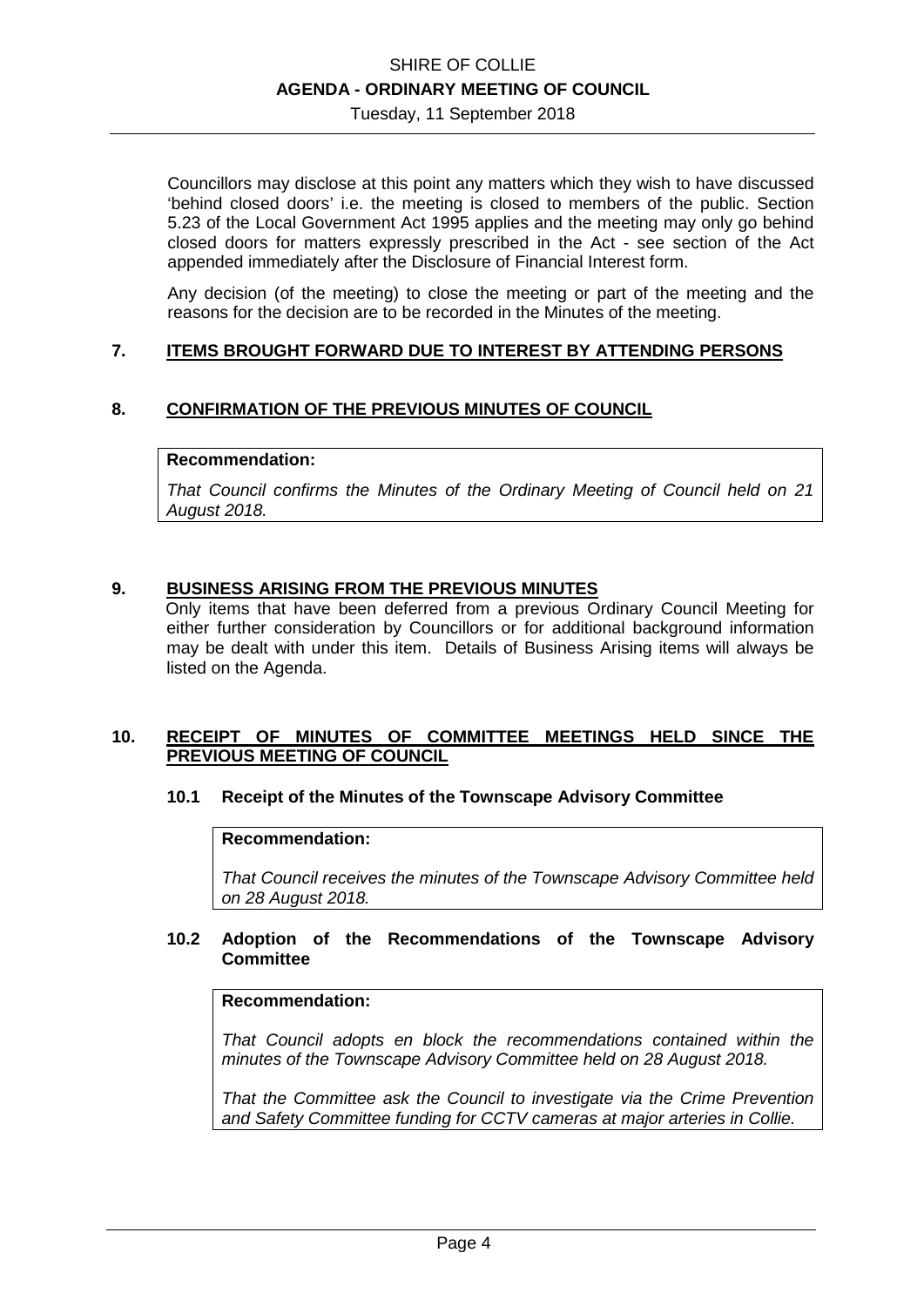Councillors may disclose at this point any matters which they wish to have discussed 'behind closed doors' i.e. the meeting is closed to members of the public. Section 5.23 of the Local Government Act 1995 applies and the meeting may only go behind closed doors for matters expressly prescribed in the Act - see section of the Act appended immediately after the Disclosure of Financial Interest form.

Any decision (of the meeting) to close the meeting or part of the meeting and the reasons for the decision are to be recorded in the Minutes of the meeting.

## 7. ITEMS BROUGHT FORWARD DUE TO INTEREST BY ATTENDING PERSONS

## 8. CONFIRMATION OF THE PREVIOUS MINUTES OF COUNCIL

**Recommendation:**

*That Council confirms the Minutes of the Ordinary Meeting of Council held on 21 August 2018.*

## 9. BUSINESS ARISING FROM THE PREVIOUS MINUTES

Only items that have been deferred from a previous Ordinary Council Meeting for either further consideration by Councillors or for additional background information may be dealt with under this item. Details of Business Arising items will always be listed on the Agenda.

## 10. RECEIPT OF MINUTES OF COMMITTEE MEETINGS HELD SINCE THE PREVIOUS MEETING OF COUNCIL

### 10.1 Receipt of the Minutes of the Townscape Advisory Committee

**Recommendation:**

*That Council receives the minutes of the Townscape Advisory Committee held on 28 August 2018.*

### 10.2 Adoption of the Recommendations of the Townscape Advisory Committee

**Recommendation:**

*That Council adopts en block the recommendations contained within the minutes of the Townscape Advisory Committee held on 28 August 2018.*

*That the Committee ask the Council to investigate via the Crime Prevention and Safety Committee funding for CCTV cameras at major arteries in Collie.*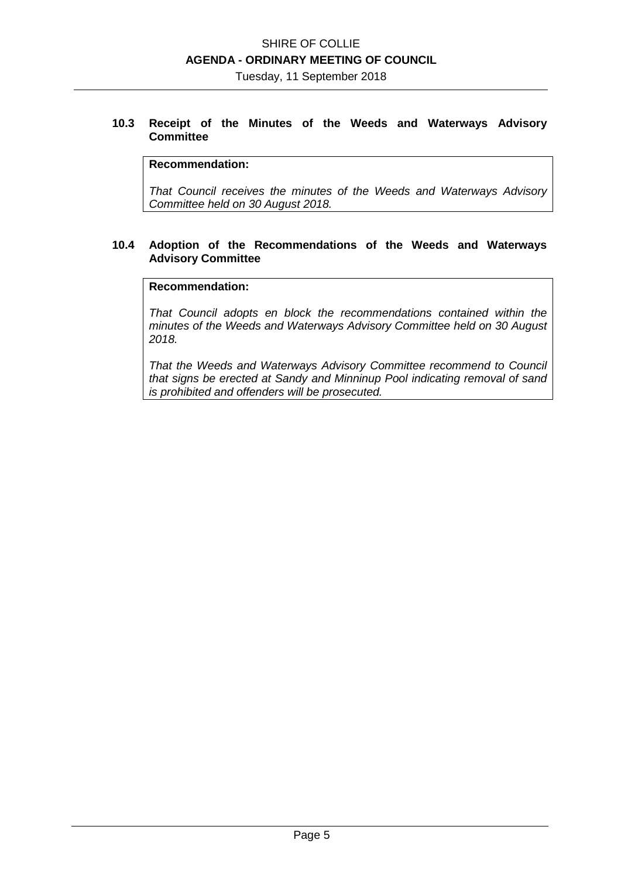### 10.3 Receipt of the Minutes of the Weeds and Waterways Advisory Committee

**Recommendation:**

*That Council receives the minutes of the Weeds and Waterways Advisory Committee held on 30 August 2018.*

### 10.4 Adoption of the Recommendations of the Weeds and Waterways Advisory Committee

**Recommendation:**

*That Council adopts en block the recommendations contained within the minutes of the Weeds and Waterways Advisory Committee held on 30 August 2018.*

*That the Weeds and Waterways Advisory Committee recommend to Council that signs be erected at Sandy and Minninup Pool indicating removal of sand is prohibited and offenders will be prosecuted.*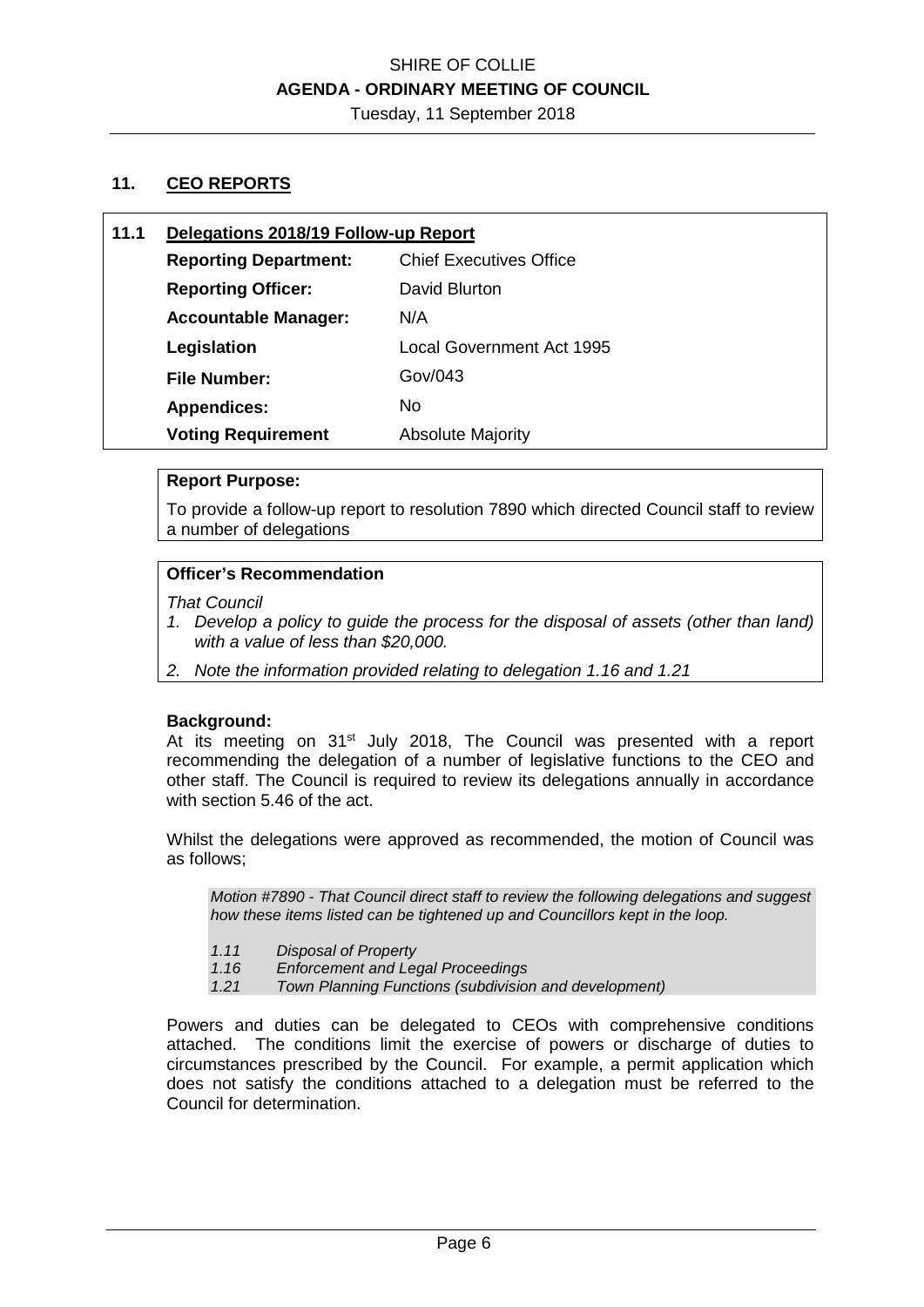## 11. CEO REPORTS

### 11.1 Delegations 2018/19 Follow-up Report

| | |
|---|---|
| **Reporting Department:** | Chief Executives Office |
| **Reporting Officer:** | David Blurton |
| **Accountable Manager:** | N/A |
| **Legislation** | Local Government Act 1995 |
| **File Number:** | Gov/043 |
| **Appendices:** | No |
| **Voting Requirement** | Absolute Majority |

**Report Purpose:**

To provide a follow-up report to resolution 7890 which directed Council staff to review a number of delegations

**Officer's Recommendation**

*That Council*

1. *Develop a policy to guide the process for the disposal of assets (other than land) with a value of less than $20,000.*
2. *Note the information provided relating to delegation 1.16 and 1.21*

**Background:**

At its meeting on 31st July 2018, The Council was presented with a report recommending the delegation of a number of legislative functions to the CEO and other staff. The Council is required to review its delegations annually in accordance with section 5.46 of the act.

Whilst the delegations were approved as recommended, the motion of Council was as follows;

> *Motion #7890 - That Council direct staff to review the following delegations and suggest how these items listed can be tightened up and Councillors kept in the loop.*
>
> *1.11 Disposal of Property*
> *1.16 Enforcement and Legal Proceedings*
> *1.21 Town Planning Functions (subdivision and development)*

Powers and duties can be delegated to CEOs with comprehensive conditions attached. The conditions limit the exercise of powers or discharge of duties to circumstances prescribed by the Council. For example, a permit application which does not satisfy the conditions attached to a delegation must be referred to the Council for determination.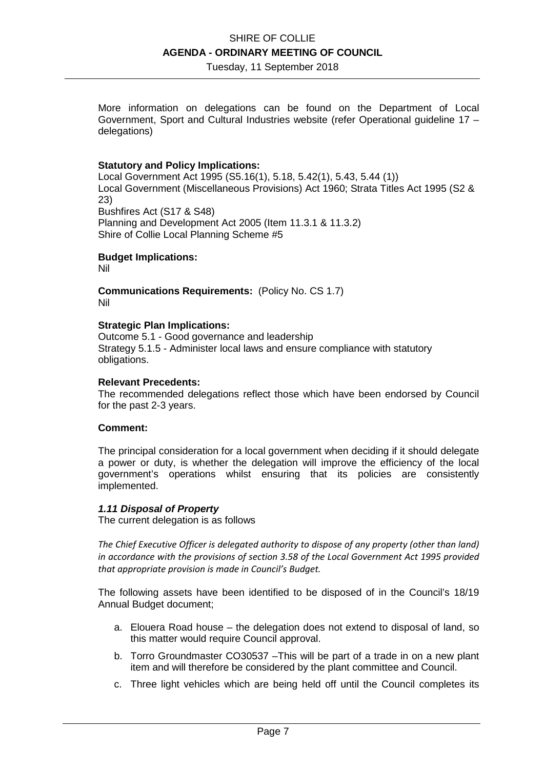More information on delegations can be found on the Department of Local Government, Sport and Cultural Industries website (refer Operational guideline 17 – delegations)

**Statutory and Policy Implications:**
Local Government Act 1995 (S5.16(1), 5.18, 5.42(1), 5.43, 5.44 (1))
Local Government (Miscellaneous Provisions) Act 1960; Strata Titles Act 1995 (S2 & 23)
Bushfires Act (S17 & S48)
Planning and Development Act 2005 (Item 11.3.1 & 11.3.2)
Shire of Collie Local Planning Scheme #5

**Budget Implications:**
Nil

**Communications Requirements:** (Policy No. CS 1.7)
Nil

**Strategic Plan Implications:**
Outcome 5.1 - Good governance and leadership
Strategy 5.1.5 - Administer local laws and ensure compliance with statutory obligations.

**Relevant Precedents:**
The recommended delegations reflect those which have been endorsed by Council for the past 2-3 years.

**Comment:**

The principal consideration for a local government when deciding if it should delegate a power or duty, is whether the delegation will improve the efficiency of the local government's operations whilst ensuring that its policies are consistently implemented.

***1.11 Disposal of Property***
The current delegation is as follows

*The Chief Executive Officer is delegated authority to dispose of any property (other than land) in accordance with the provisions of section 3.58 of the Local Government Act 1995 provided that appropriate provision is made in Council's Budget.*

The following assets have been identified to be disposed of in the Council's 18/19 Annual Budget document;

a. Elouera Road house – the delegation does not extend to disposal of land, so this matter would require Council approval.
b. Torro Groundmaster CO30537 –This will be part of a trade in on a new plant item and will therefore be considered by the plant committee and Council.
c. Three light vehicles which are being held off until the Council completes its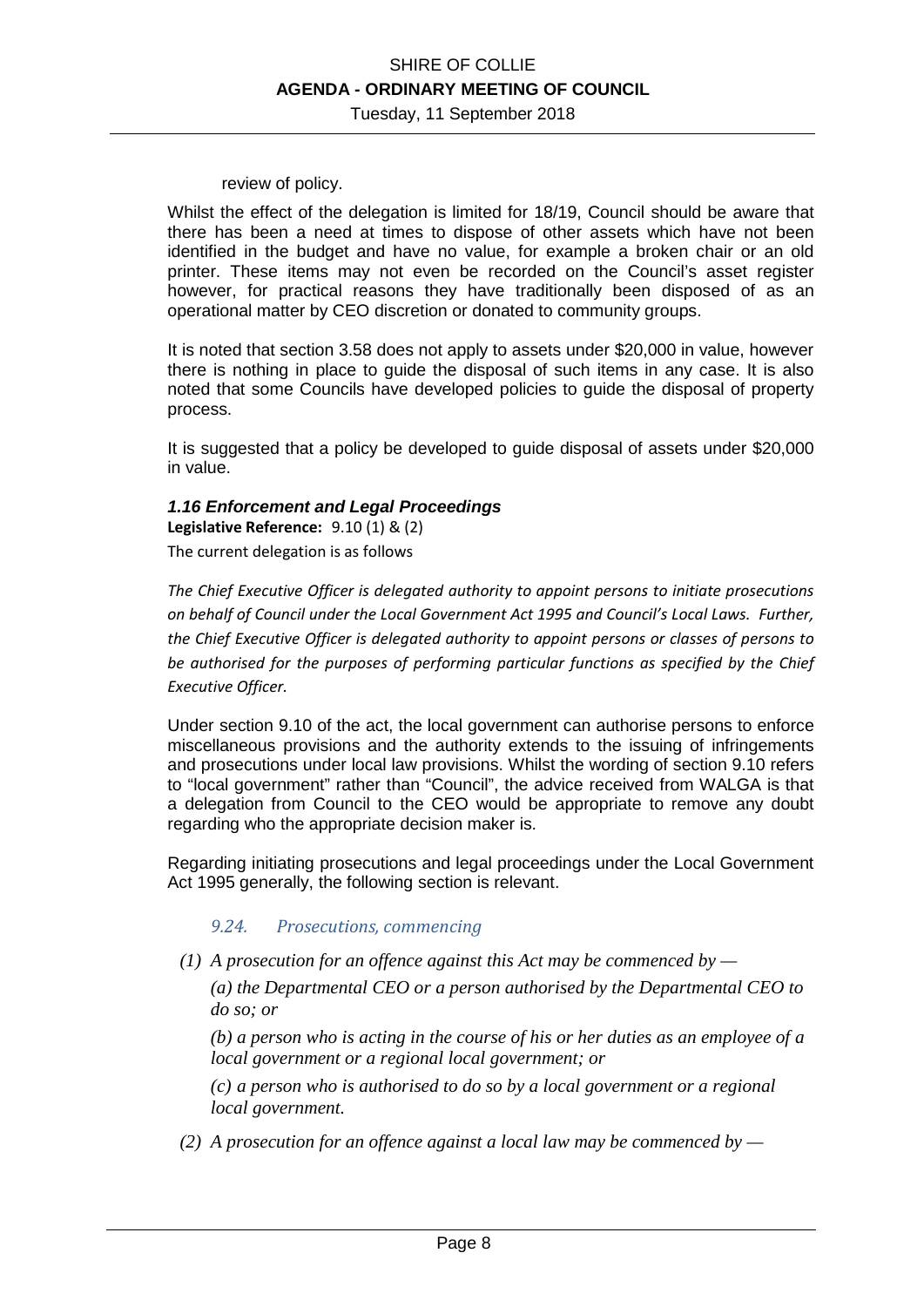review of policy.

Whilst the effect of the delegation is limited for 18/19, Council should be aware that there has been a need at times to dispose of other assets which have not been identified in the budget and have no value, for example a broken chair or an old printer. These items may not even be recorded on the Council's asset register however, for practical reasons they have traditionally been disposed of as an operational matter by CEO discretion or donated to community groups.

It is noted that section 3.58 does not apply to assets under $20,000 in value, however there is nothing in place to guide the disposal of such items in any case. It is also noted that some Councils have developed policies to guide the disposal of property process.

It is suggested that a policy be developed to guide disposal of assets under $20,000 in value.

### *1.16 Enforcement and Legal Proceedings*

**Legislative Reference:** 9.10 (1) & (2)

The current delegation is as follows

*The Chief Executive Officer is delegated authority to appoint persons to initiate prosecutions on behalf of Council under the Local Government Act 1995 and Council's Local Laws. Further, the Chief Executive Officer is delegated authority to appoint persons or classes of persons to be authorised for the purposes of performing particular functions as specified by the Chief Executive Officer.*

Under section 9.10 of the act, the local government can authorise persons to enforce miscellaneous provisions and the authority extends to the issuing of infringements and prosecutions under local law provisions. Whilst the wording of section 9.10 refers to "local government" rather than "Council", the advice received from WALGA is that a delegation from Council to the CEO would be appropriate to remove any doubt regarding who the appropriate decision maker is.

Regarding initiating prosecutions and legal proceedings under the Local Government Act 1995 generally, the following section is relevant.

#### *9.24. Prosecutions, commencing*

*(1) A prosecution for an offence against this Act may be commenced by —*

*(a) the Departmental CEO or a person authorised by the Departmental CEO to do so; or*

*(b) a person who is acting in the course of his or her duties as an employee of a local government or a regional local government; or*

*(c) a person who is authorised to do so by a local government or a regional local government.*

*(2) A prosecution for an offence against a local law may be commenced by —*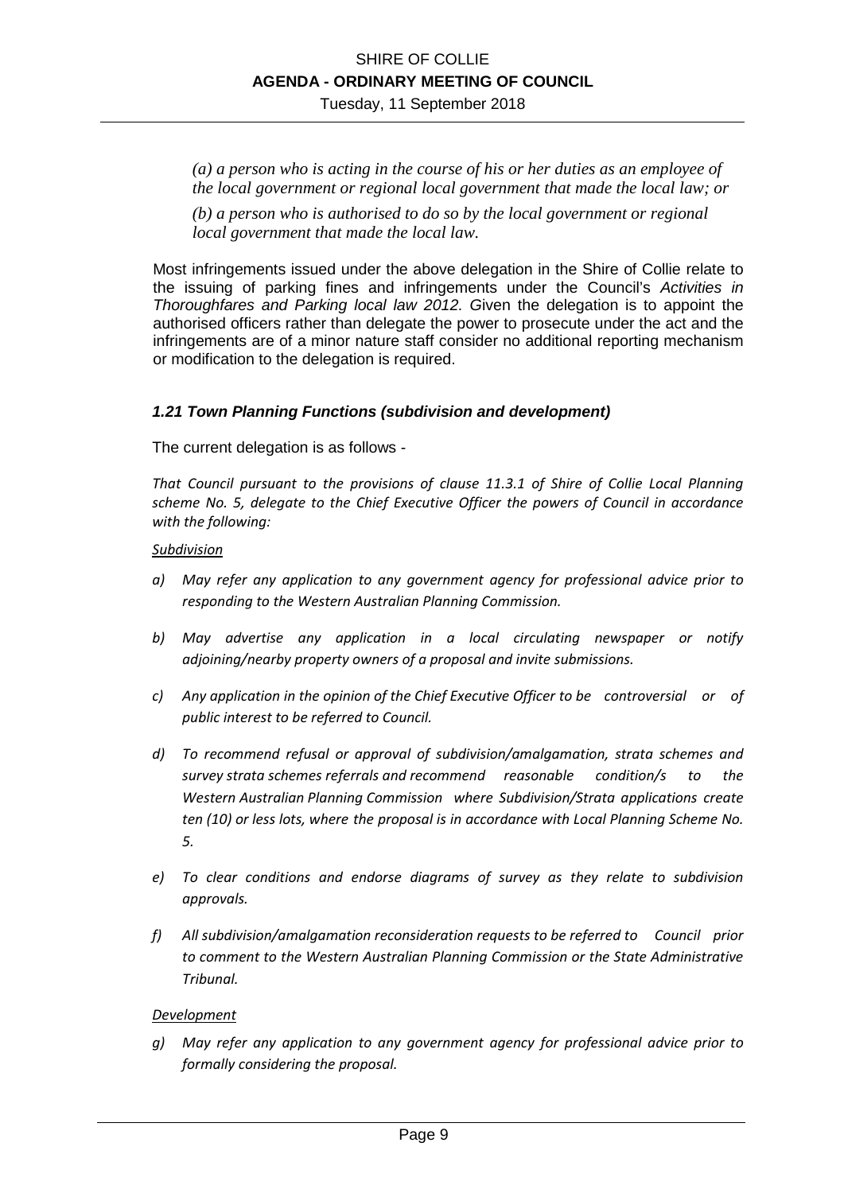*(a) a person who is acting in the course of his or her duties as an employee of the local government or regional local government that made the local law; or*

*(b) a person who is authorised to do so by the local government or regional local government that made the local law.*

Most infringements issued under the above delegation in the Shire of Collie relate to the issuing of parking fines and infringements under the Council's *Activities in Thoroughfares and Parking local law 2012.* Given the delegation is to appoint the authorised officers rather than delegate the power to prosecute under the act and the infringements are of a minor nature staff consider no additional reporting mechanism or modification to the delegation is required.

### *1.21 Town Planning Functions (subdivision and development)*

The current delegation is as follows -

*That Council pursuant to the provisions of clause 11.3.1 of Shire of Collie Local Planning scheme No. 5, delegate to the Chief Executive Officer the powers of Council in accordance with the following:*

*Subdivision*

- *a) May refer any application to any government agency for professional advice prior to responding to the Western Australian Planning Commission.*
- *b) May advertise any application in a local circulating newspaper or notify adjoining/nearby property owners of a proposal and invite submissions.*
- *c) Any application in the opinion of the Chief Executive Officer to be controversial or of public interest to be referred to Council.*
- *d) To recommend refusal or approval of subdivision/amalgamation, strata schemes and survey strata schemes referrals and recommend reasonable condition/s to the Western Australian Planning Commission where Subdivision/Strata applications create ten (10) or less lots, where the proposal is in accordance with Local Planning Scheme No. 5.*
- *e) To clear conditions and endorse diagrams of survey as they relate to subdivision approvals.*
- *f) All subdivision/amalgamation reconsideration requests to be referred to Council prior to comment to the Western Australian Planning Commission or the State Administrative Tribunal.*

*Development*

- *g) May refer any application to any government agency for professional advice prior to formally considering the proposal.*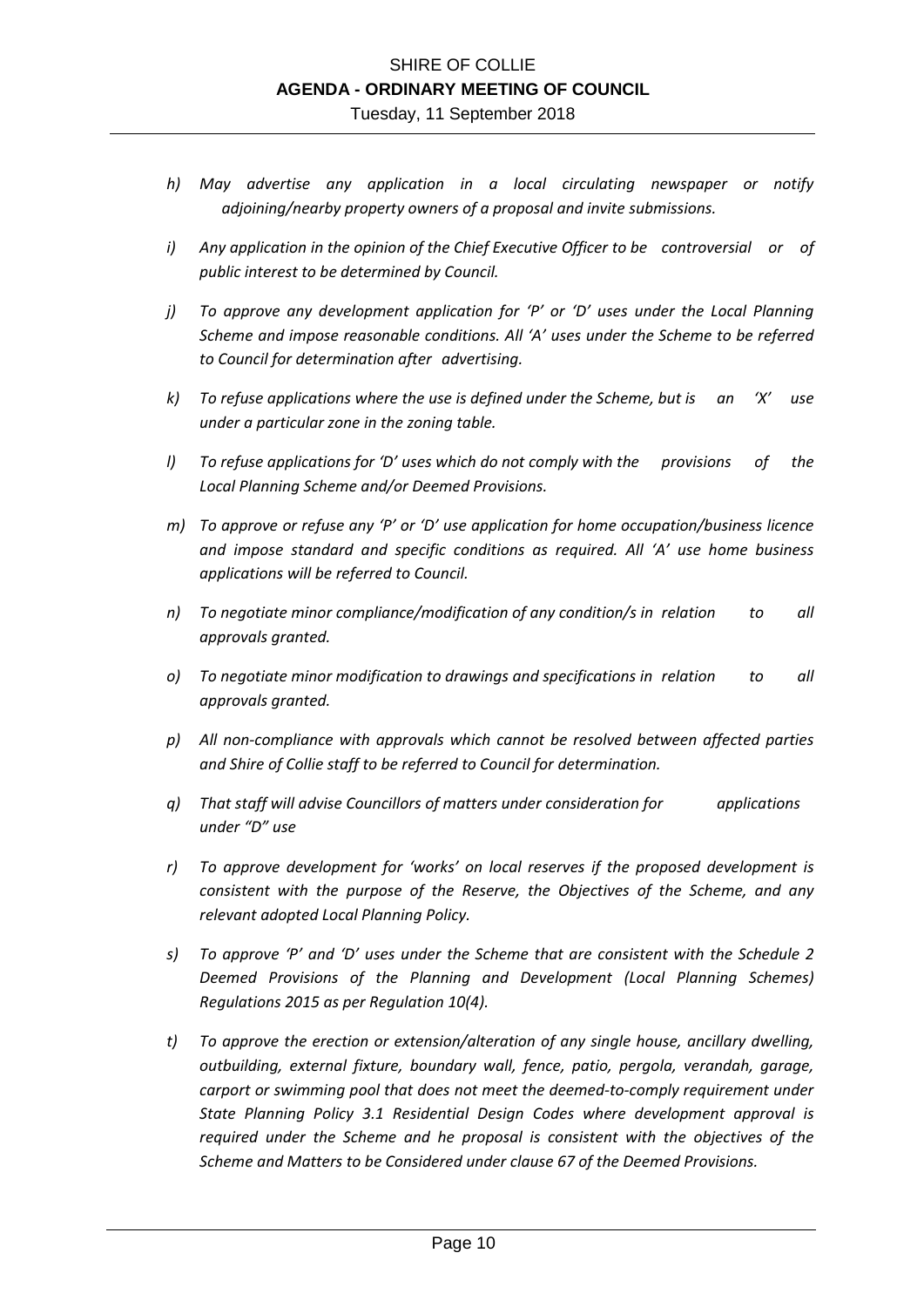*h) May advertise any application in a local circulating newspaper or notify adjoining/nearby property owners of a proposal and invite submissions.*

*i) Any application in the opinion of the Chief Executive Officer to be controversial or of public interest to be determined by Council.*

*j) To approve any development application for 'P' or 'D' uses under the Local Planning Scheme and impose reasonable conditions. All 'A' uses under the Scheme to be referred to Council for determination after advertising.*

*k) To refuse applications where the use is defined under the Scheme, but is an 'X' use under a particular zone in the zoning table.*

*l) To refuse applications for 'D' uses which do not comply with the provisions of the Local Planning Scheme and/or Deemed Provisions.*

*m) To approve or refuse any 'P' or 'D' use application for home occupation/business licence and impose standard and specific conditions as required. All 'A' use home business applications will be referred to Council.*

*n) To negotiate minor compliance/modification of any condition/s in relation to all approvals granted.*

*o) To negotiate minor modification to drawings and specifications in relation to all approvals granted.*

*p) All non-compliance with approvals which cannot be resolved between affected parties and Shire of Collie staff to be referred to Council for determination.*

*q) That staff will advise Councillors of matters under consideration for applications under "D" use*

*r) To approve development for 'works' on local reserves if the proposed development is consistent with the purpose of the Reserve, the Objectives of the Scheme, and any relevant adopted Local Planning Policy.*

*s) To approve 'P' and 'D' uses under the Scheme that are consistent with the Schedule 2 Deemed Provisions of the Planning and Development (Local Planning Schemes) Regulations 2015 as per Regulation 10(4).*

*t) To approve the erection or extension/alteration of any single house, ancillary dwelling, outbuilding, external fixture, boundary wall, fence, patio, pergola, verandah, garage, carport or swimming pool that does not meet the deemed-to-comply requirement under State Planning Policy 3.1 Residential Design Codes where development approval is required under the Scheme and he proposal is consistent with the objectives of the Scheme and Matters to be Considered under clause 67 of the Deemed Provisions.*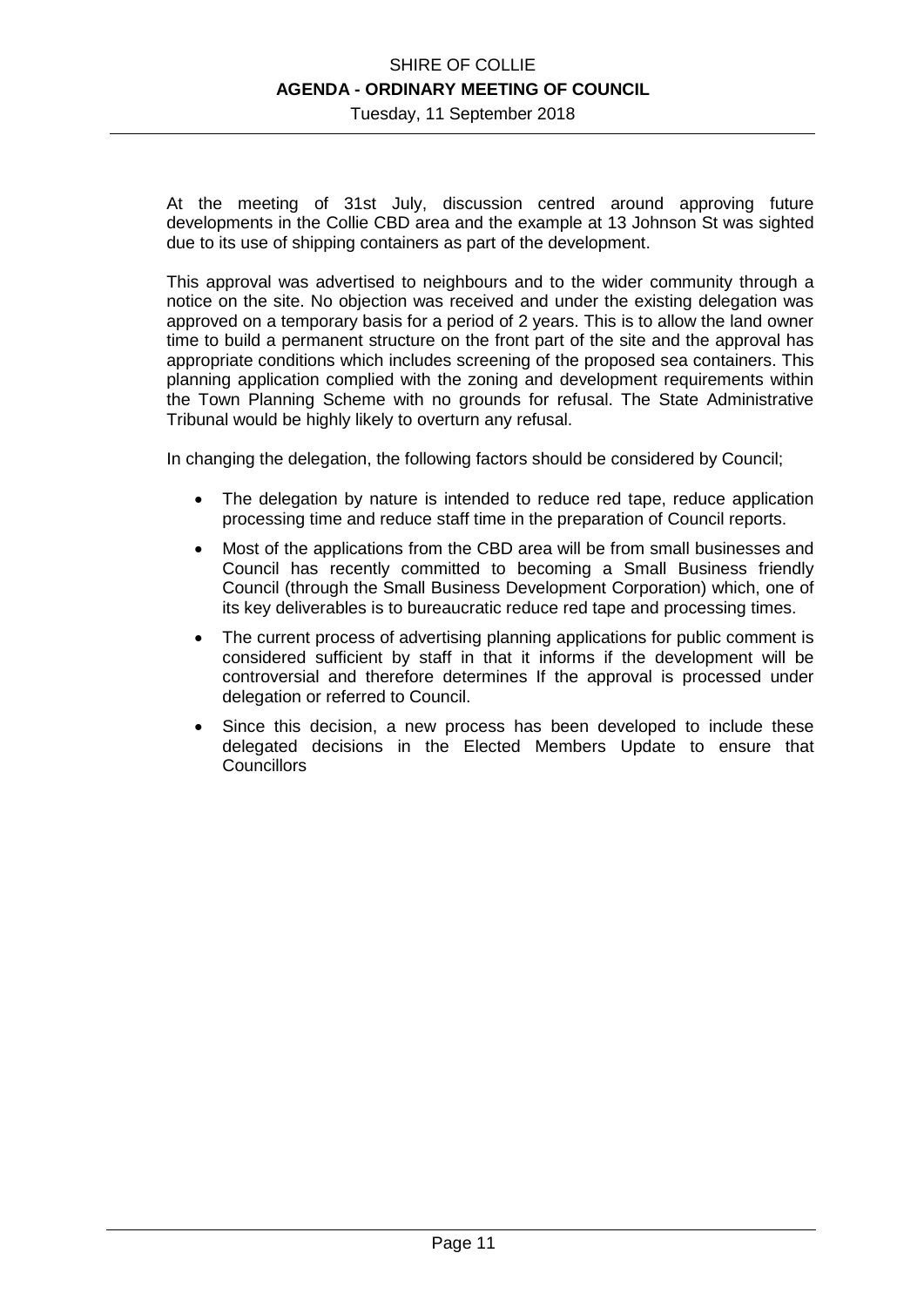At the meeting of 31st July, discussion centred around approving future developments in the Collie CBD area and the example at 13 Johnson St was sighted due to its use of shipping containers as part of the development.

This approval was advertised to neighbours and to the wider community through a notice on the site. No objection was received and under the existing delegation was approved on a temporary basis for a period of 2 years. This is to allow the land owner time to build a permanent structure on the front part of the site and the approval has appropriate conditions which includes screening of the proposed sea containers. This planning application complied with the zoning and development requirements within the Town Planning Scheme with no grounds for refusal. The State Administrative Tribunal would be highly likely to overturn any refusal.

In changing the delegation, the following factors should be considered by Council;

- The delegation by nature is intended to reduce red tape, reduce application processing time and reduce staff time in the preparation of Council reports.
- Most of the applications from the CBD area will be from small businesses and Council has recently committed to becoming a Small Business friendly Council (through the Small Business Development Corporation) which, one of its key deliverables is to bureaucratic reduce red tape and processing times.
- The current process of advertising planning applications for public comment is considered sufficient by staff in that it informs if the development will be controversial and therefore determines If the approval is processed under delegation or referred to Council.
- Since this decision, a new process has been developed to include these delegated decisions in the Elected Members Update to ensure that Councillors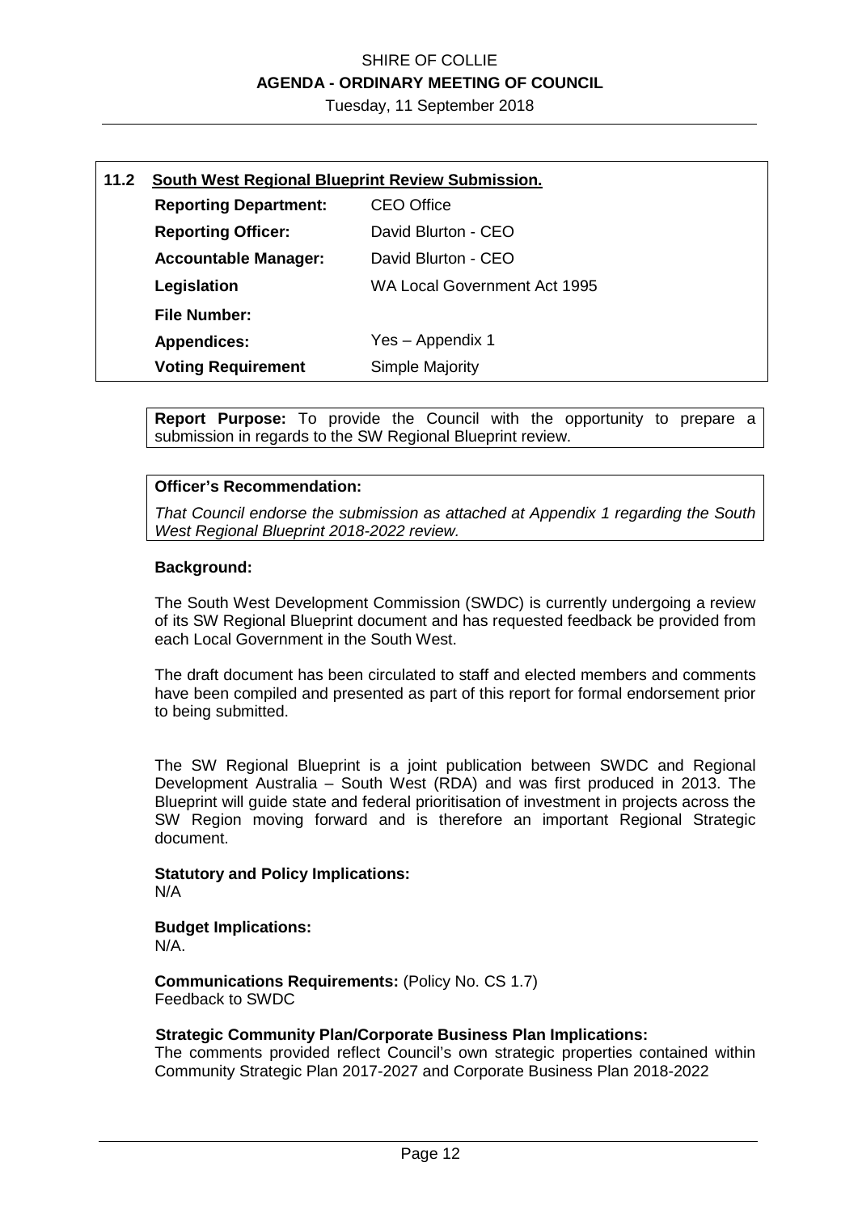## 11.2 South West Regional Blueprint Review Submission.

| | |
|---|---|
| **Reporting Department:** | CEO Office |
| **Reporting Officer:** | David Blurton - CEO |
| **Accountable Manager:** | David Blurton - CEO |
| **Legislation** | WA Local Government Act 1995 |
| **File Number:** | |
| **Appendices:** | Yes – Appendix 1 |
| **Voting Requirement** | Simple Majority |

**Report Purpose:** To provide the Council with the opportunity to prepare a submission in regards to the SW Regional Blueprint review.

**Officer's Recommendation:**

*That Council endorse the submission as attached at Appendix 1 regarding the South West Regional Blueprint 2018-2022 review.*

**Background:**

The South West Development Commission (SWDC) is currently undergoing a review of its SW Regional Blueprint document and has requested feedback be provided from each Local Government in the South West.

The draft document has been circulated to staff and elected members and comments have been compiled and presented as part of this report for formal endorsement prior to being submitted.

The SW Regional Blueprint is a joint publication between SWDC and Regional Development Australia – South West (RDA) and was first produced in 2013. The Blueprint will guide state and federal prioritisation of investment in projects across the SW Region moving forward and is therefore an important Regional Strategic document.

**Statutory and Policy Implications:**
N/A

**Budget Implications:**
N/A.

**Communications Requirements:** (Policy No. CS 1.7)
Feedback to SWDC

**Strategic Community Plan/Corporate Business Plan Implications:**
The comments provided reflect Council's own strategic properties contained within Community Strategic Plan 2017-2027 and Corporate Business Plan 2018-2022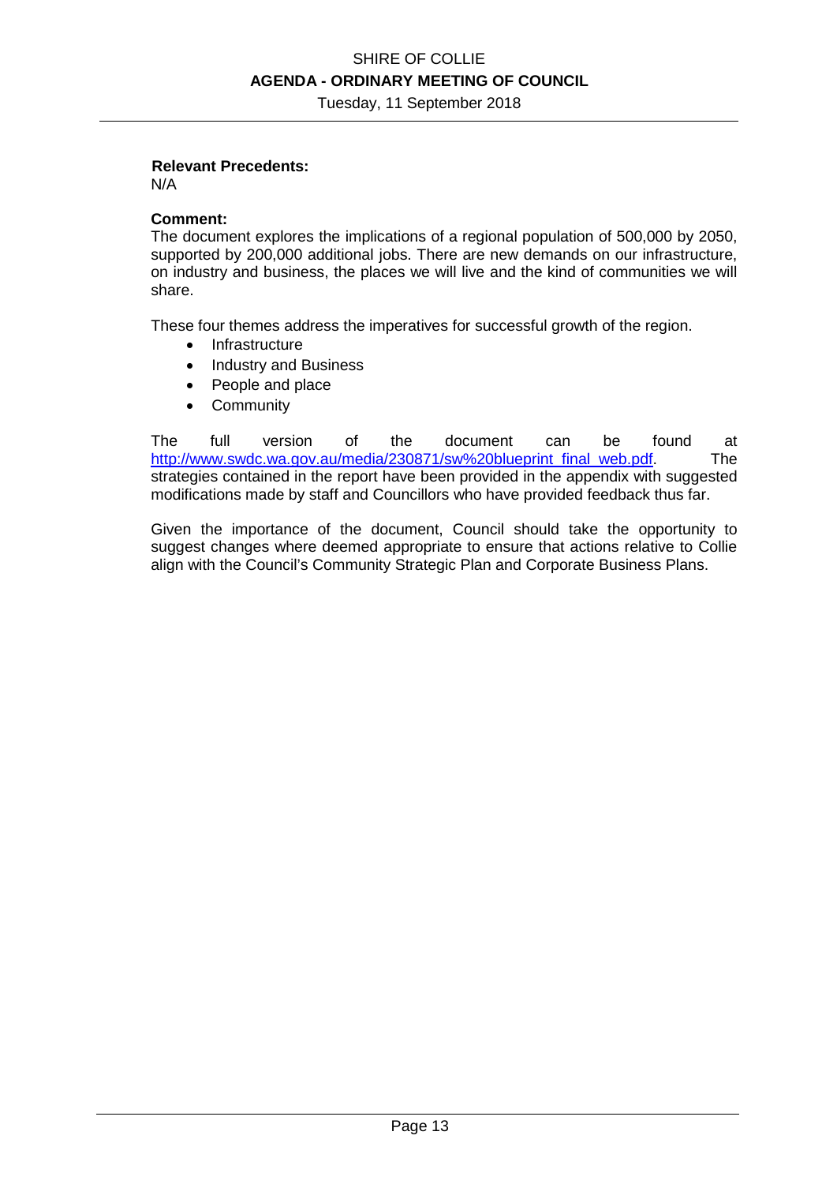**Relevant Precedents:**
N/A

**Comment:**
The document explores the implications of a regional population of 500,000 by 2050, supported by 200,000 additional jobs. There are new demands on our infrastructure, on industry and business, the places we will live and the kind of communities we will share.

These four themes address the imperatives for successful growth of the region.

- Infrastructure
- Industry and Business
- People and place
- Community

The full version of the document can be found at [http://www.swdc.wa.gov.au/media/230871/sw%20blueprint_final_web.pdf](http://www.swdc.wa.gov.au/media/230871/sw%20blueprint_final_web.pdf). The strategies contained in the report have been provided in the appendix with suggested modifications made by staff and Councillors who have provided feedback thus far.

Given the importance of the document, Council should take the opportunity to suggest changes where deemed appropriate to ensure that actions relative to Collie align with the Council's Community Strategic Plan and Corporate Business Plans.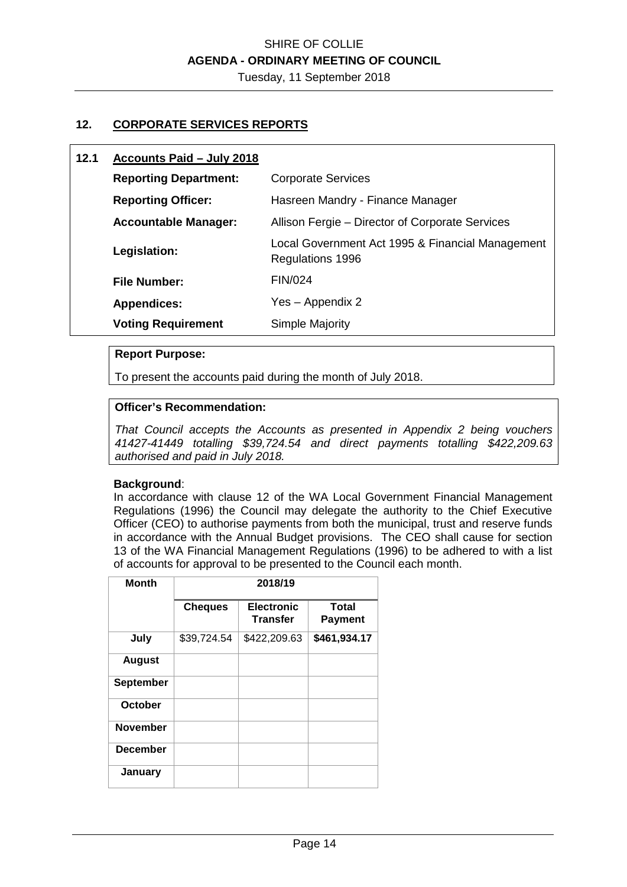## 12. CORPORATE SERVICES REPORTS

### 12.1 Accounts Paid – July 2018

| | |
|---|---|
| **Reporting Department:** | Corporate Services |
| **Reporting Officer:** | Hasreen Mandry - Finance Manager |
| **Accountable Manager:** | Allison Fergie – Director of Corporate Services |
| **Legislation:** | Local Government Act 1995 & Financial Management Regulations 1996 |
| **File Number:** | FIN/024 |
| **Appendices:** | Yes – Appendix 2 |
| **Voting Requirement** | Simple Majority |

**Report Purpose:**

To present the accounts paid during the month of July 2018.

**Officer's Recommendation:**

*That Council accepts the Accounts as presented in Appendix 2 being vouchers 41427-41449 totalling $39,724.54 and direct payments totalling $422,209.63 authorised and paid in July 2018.*

**Background**:

In accordance with clause 12 of the WA Local Government Financial Management Regulations (1996) the Council may delegate the authority to the Chief Executive Officer (CEO) to authorise payments from both the municipal, trust and reserve funds in accordance with the Annual Budget provisions. The CEO shall cause for section 13 of the WA Financial Management Regulations (1996) to be adhered to with a list of accounts for approval to be presented to the Council each month.

| Month | 2018/19 | | |
|---|---|---|---|
| | **Cheques** | **Electronic Transfer** | **Total Payment** |
| **July** | $39,724.54 | $422,209.63 | **$461,934.17** |
| **August** | | | |
| **September** | | | |
| **October** | | | |
| **November** | | | |
| **December** | | | |
| **January** | | | |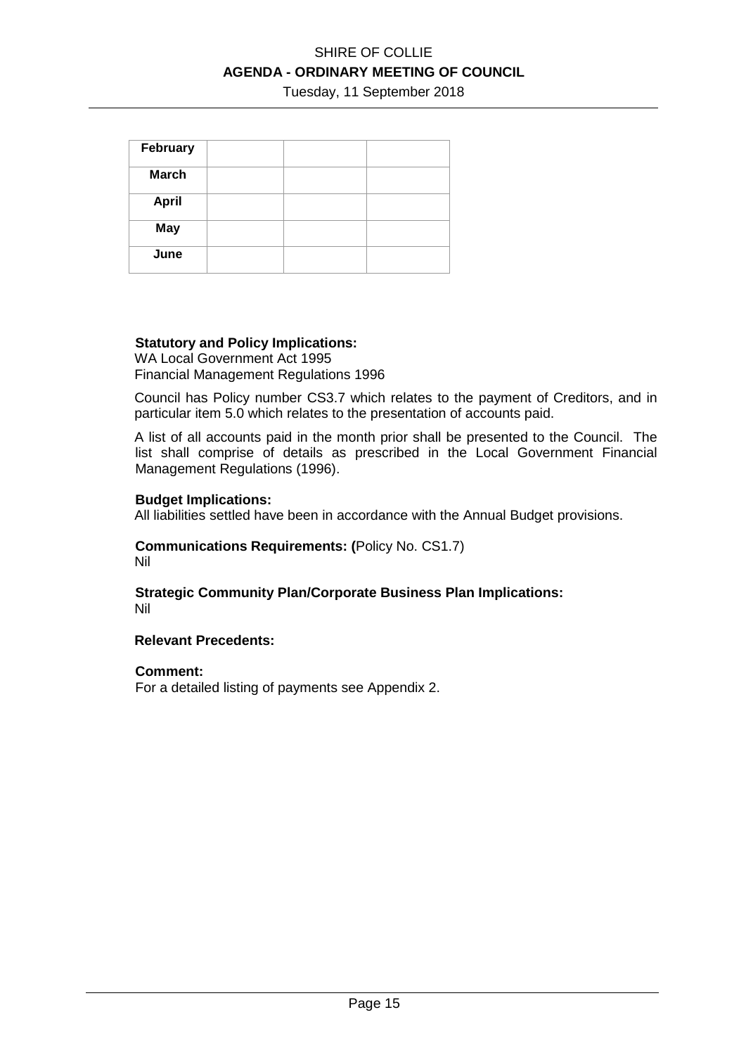| February | | | |
|---|---|---|---|
| **March** | | | |
| **April** | | | |
| **May** | | | |
| **June** | | | |

**Statutory and Policy Implications:**
WA Local Government Act 1995
Financial Management Regulations 1996

Council has Policy number CS3.7 which relates to the payment of Creditors, and in particular item 5.0 which relates to the presentation of accounts paid.

A list of all accounts paid in the month prior shall be presented to the Council. The list shall comprise of details as prescribed in the Local Government Financial Management Regulations (1996).

**Budget Implications:**
All liabilities settled have been in accordance with the Annual Budget provisions.

**Communications Requirements: (**Policy No. CS1.7)
Nil

**Strategic Community Plan/Corporate Business Plan Implications:**
Nil

**Relevant Precedents:**

**Comment:**
For a detailed listing of payments see Appendix 2.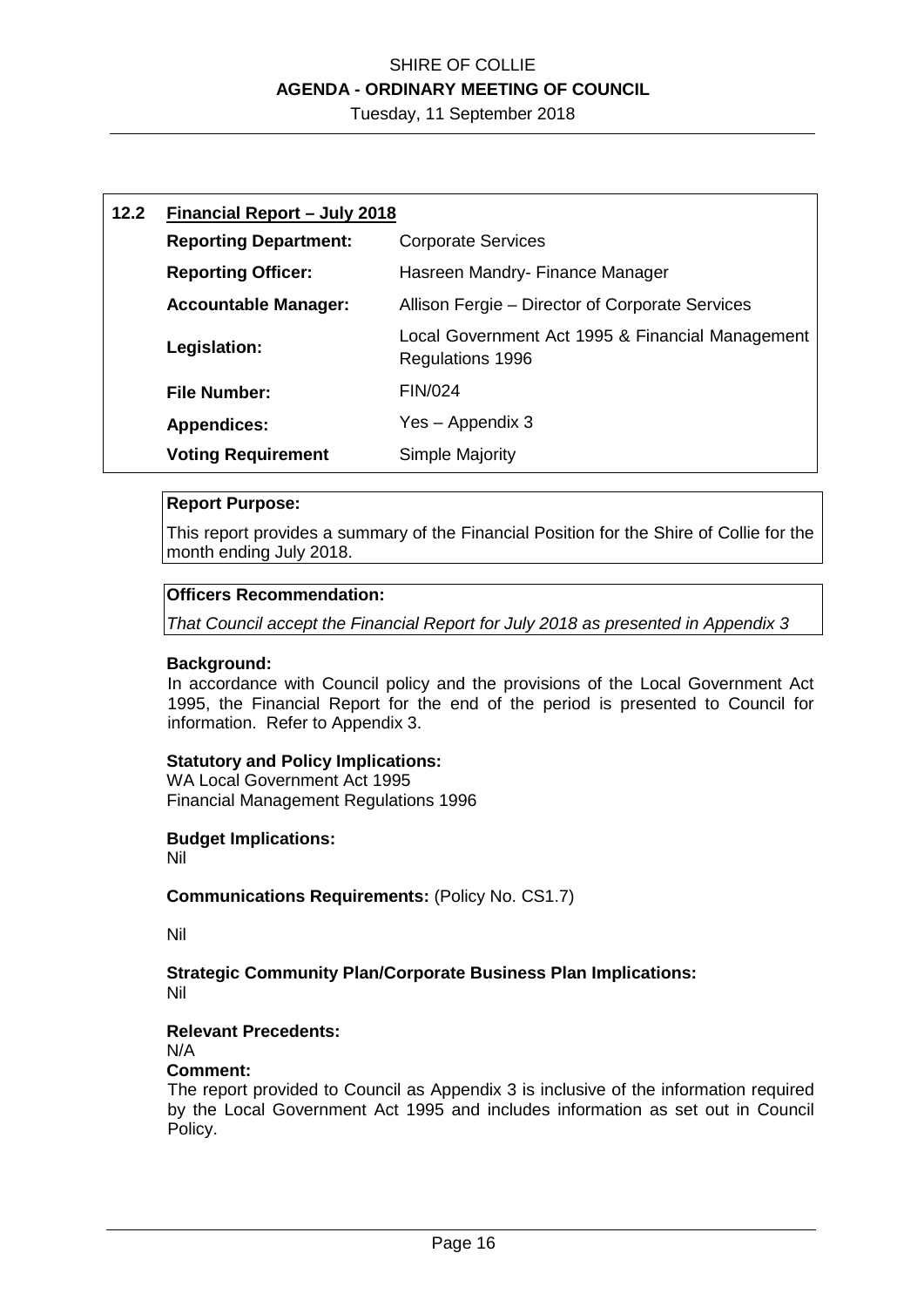## 12.2 Financial Report – July 2018

| | |
|---|---|
| **Reporting Department:** | Corporate Services |
| **Reporting Officer:** | Hasreen Mandry- Finance Manager |
| **Accountable Manager:** | Allison Fergie – Director of Corporate Services |
| **Legislation:** | Local Government Act 1995 & Financial Management Regulations 1996 |
| **File Number:** | FIN/024 |
| **Appendices:** | Yes – Appendix 3 |
| **Voting Requirement** | Simple Majority |

**Report Purpose:**

This report provides a summary of the Financial Position for the Shire of Collie for the month ending July 2018.

**Officers Recommendation:**

*That Council accept the Financial Report for July 2018 as presented in Appendix 3*

**Background:**

In accordance with Council policy and the provisions of the Local Government Act 1995, the Financial Report for the end of the period is presented to Council for information. Refer to Appendix 3.

**Statutory and Policy Implications:**

WA Local Government Act 1995
Financial Management Regulations 1996

**Budget Implications:**

Nil

**Communications Requirements:** (Policy No. CS1.7)

Nil

**Strategic Community Plan/Corporate Business Plan Implications:**

Nil

**Relevant Precedents:**

N/A

**Comment:**

The report provided to Council as Appendix 3 is inclusive of the information required by the Local Government Act 1995 and includes information as set out in Council Policy.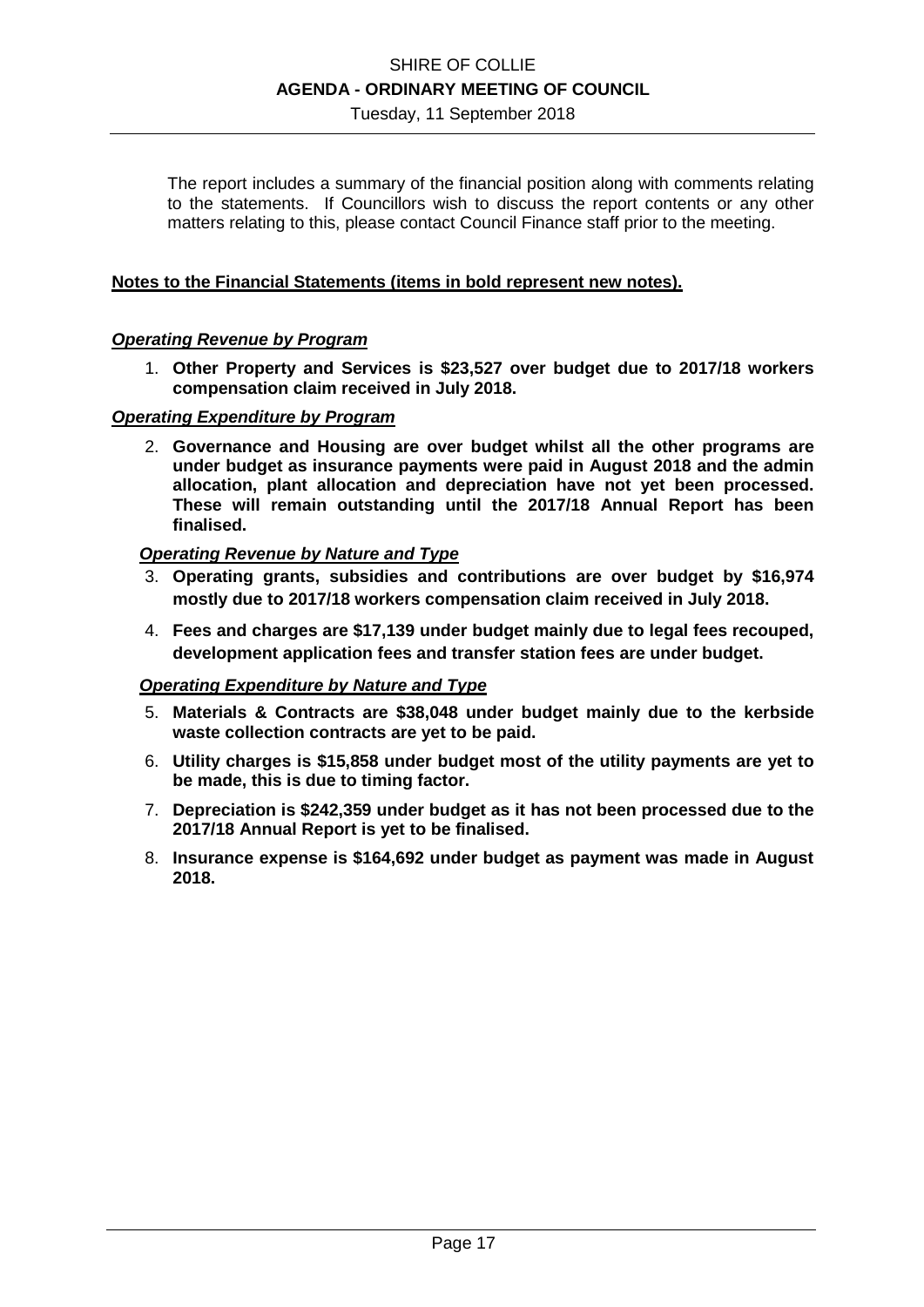The report includes a summary of the financial position along with comments relating to the statements. If Councillors wish to discuss the report contents or any other matters relating to this, please contact Council Finance staff prior to the meeting.

**Notes to the Financial Statements (items in bold represent new notes).**

***Operating Revenue by Program***

1. **Other Property and Services is $23,527 over budget due to 2017/18 workers compensation claim received in July 2018.**

***Operating Expenditure by Program***

2. **Governance and Housing are over budget whilst all the other programs are under budget as insurance payments were paid in August 2018 and the admin allocation, plant allocation and depreciation have not yet been processed. These will remain outstanding until the 2017/18 Annual Report has been finalised.**

***Operating Revenue by Nature and Type***

3. **Operating grants, subsidies and contributions are over budget by $16,974 mostly due to 2017/18 workers compensation claim received in July 2018.**
4. **Fees and charges are $17,139 under budget mainly due to legal fees recouped, development application fees and transfer station fees are under budget.**

***Operating Expenditure by Nature and Type***

5. **Materials & Contracts are $38,048 under budget mainly due to the kerbside waste collection contracts are yet to be paid.**
6. **Utility charges is $15,858 under budget most of the utility payments are yet to be made, this is due to timing factor.**
7. **Depreciation is $242,359 under budget as it has not been processed due to the 2017/18 Annual Report is yet to be finalised.**
8. **Insurance expense is $164,692 under budget as payment was made in August 2018.**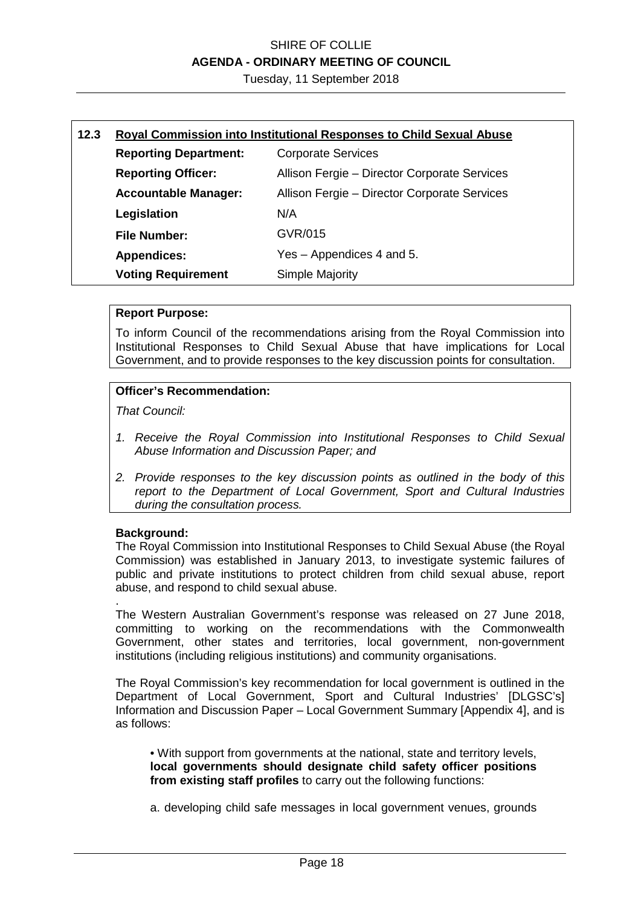## 12.3 Royal Commission into Institutional Responses to Child Sexual Abuse

| | |
|---|---|
| **Reporting Department:** | Corporate Services |
| **Reporting Officer:** | Allison Fergie – Director Corporate Services |
| **Accountable Manager:** | Allison Fergie – Director Corporate Services |
| **Legislation** | N/A |
| **File Number:** | GVR/015 |
| **Appendices:** | Yes – Appendices 4 and 5. |
| **Voting Requirement** | Simple Majority |

**Report Purpose:**

To inform Council of the recommendations arising from the Royal Commission into Institutional Responses to Child Sexual Abuse that have implications for Local Government, and to provide responses to the key discussion points for consultation.

**Officer's Recommendation:**

*That Council:*

1. *Receive the Royal Commission into Institutional Responses to Child Sexual Abuse Information and Discussion Paper; and*
2. *Provide responses to the key discussion points as outlined in the body of this report to the Department of Local Government, Sport and Cultural Industries during the consultation process.*

**Background:**

The Royal Commission into Institutional Responses to Child Sexual Abuse (the Royal Commission) was established in January 2013, to investigate systemic failures of public and private institutions to protect children from child sexual abuse, report abuse, and respond to child sexual abuse.

.

The Western Australian Government's response was released on 27 June 2018, committing to working on the recommendations with the Commonwealth Government, other states and territories, local government, non-government institutions (including religious institutions) and community organisations.

The Royal Commission's key recommendation for local government is outlined in the Department of Local Government, Sport and Cultural Industries' [DLGSC's] Information and Discussion Paper – Local Government Summary [Appendix 4], and is as follows:

> • With support from governments at the national, state and territory levels, **local governments should designate child safety officer positions from existing staff profiles** to carry out the following functions:
>
> a. developing child safe messages in local government venues, grounds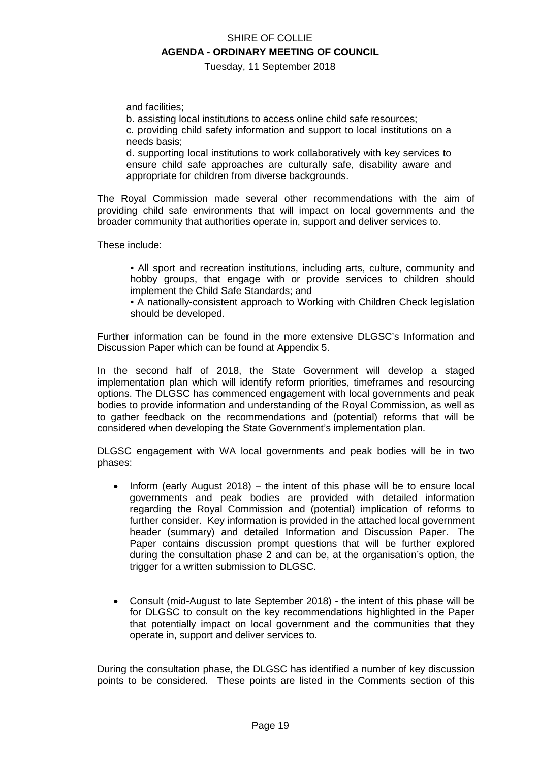and facilities;

b. assisting local institutions to access online child safe resources;

c. providing child safety information and support to local institutions on a needs basis;

d. supporting local institutions to work collaboratively with key services to ensure child safe approaches are culturally safe, disability aware and appropriate for children from diverse backgrounds.

The Royal Commission made several other recommendations with the aim of providing child safe environments that will impact on local governments and the broader community that authorities operate in, support and deliver services to.

These include:

> • All sport and recreation institutions, including arts, culture, community and hobby groups, that engage with or provide services to children should implement the Child Safe Standards; and
>
> • A nationally-consistent approach to Working with Children Check legislation should be developed.

Further information can be found in the more extensive DLGSC's Information and Discussion Paper which can be found at Appendix 5.

In the second half of 2018, the State Government will develop a staged implementation plan which will identify reform priorities, timeframes and resourcing options. The DLGSC has commenced engagement with local governments and peak bodies to provide information and understanding of the Royal Commission, as well as to gather feedback on the recommendations and (potential) reforms that will be considered when developing the State Government's implementation plan.

DLGSC engagement with WA local governments and peak bodies will be in two phases:

- Inform (early August 2018) – the intent of this phase will be to ensure local governments and peak bodies are provided with detailed information regarding the Royal Commission and (potential) implication of reforms to further consider. Key information is provided in the attached local government header (summary) and detailed Information and Discussion Paper. The Paper contains discussion prompt questions that will be further explored during the consultation phase 2 and can be, at the organisation's option, the trigger for a written submission to DLGSC.

- Consult (mid-August to late September 2018) - the intent of this phase will be for DLGSC to consult on the key recommendations highlighted in the Paper that potentially impact on local government and the communities that they operate in, support and deliver services to.

During the consultation phase, the DLGSC has identified a number of key discussion points to be considered. These points are listed in the Comments section of this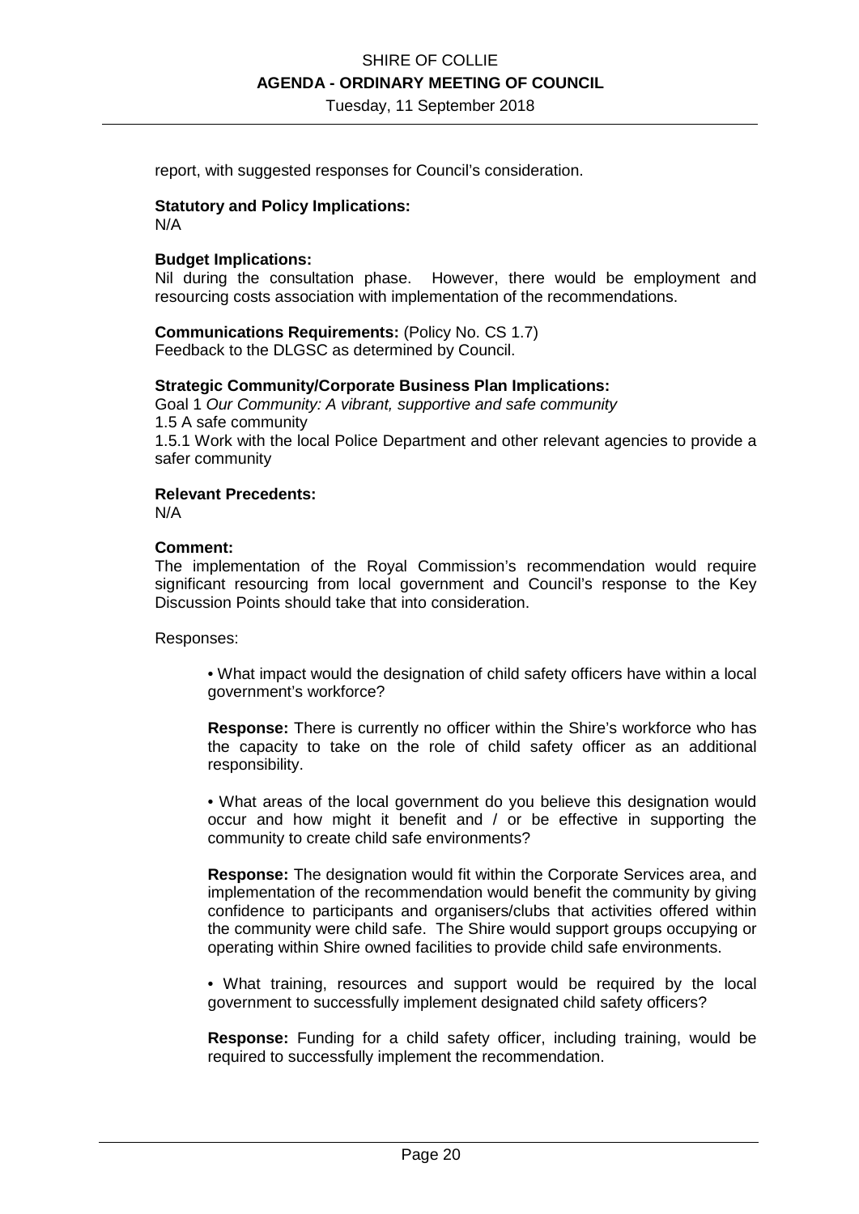report, with suggested responses for Council's consideration.

**Statutory and Policy Implications:**
N/A

**Budget Implications:**
Nil during the consultation phase. However, there would be employment and resourcing costs association with implementation of the recommendations.

**Communications Requirements:** (Policy No. CS 1.7)
Feedback to the DLGSC as determined by Council.

**Strategic Community/Corporate Business Plan Implications:**
Goal 1 *Our Community: A vibrant, supportive and safe community*
1.5 A safe community
1.5.1 Work with the local Police Department and other relevant agencies to provide a safer community

**Relevant Precedents:**
N/A

**Comment:**
The implementation of the Royal Commission's recommendation would require significant resourcing from local government and Council's response to the Key Discussion Points should take that into consideration.

Responses:

- What impact would the designation of child safety officers have within a local government's workforce?

  **Response:** There is currently no officer within the Shire's workforce who has the capacity to take on the role of child safety officer as an additional responsibility.

- What areas of the local government do you believe this designation would occur and how might it benefit and / or be effective in supporting the community to create child safe environments?

  **Response:** The designation would fit within the Corporate Services area, and implementation of the recommendation would benefit the community by giving confidence to participants and organisers/clubs that activities offered within the community were child safe. The Shire would support groups occupying or operating within Shire owned facilities to provide child safe environments.

- What training, resources and support would be required by the local government to successfully implement designated child safety officers?

  **Response:** Funding for a child safety officer, including training, would be required to successfully implement the recommendation.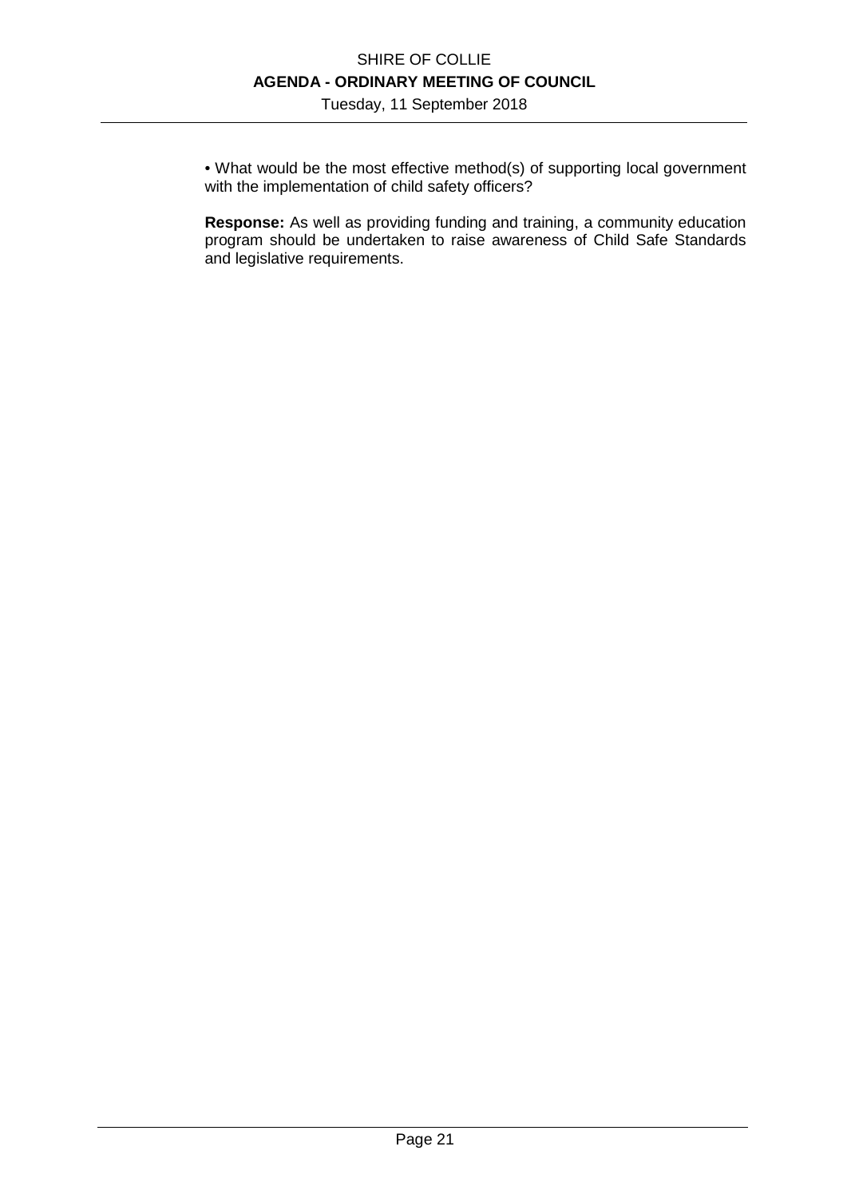- What would be the most effective method(s) of supporting local government with the implementation of child safety officers?

**Response:** As well as providing funding and training, a community education program should be undertaken to raise awareness of Child Safe Standards and legislative requirements.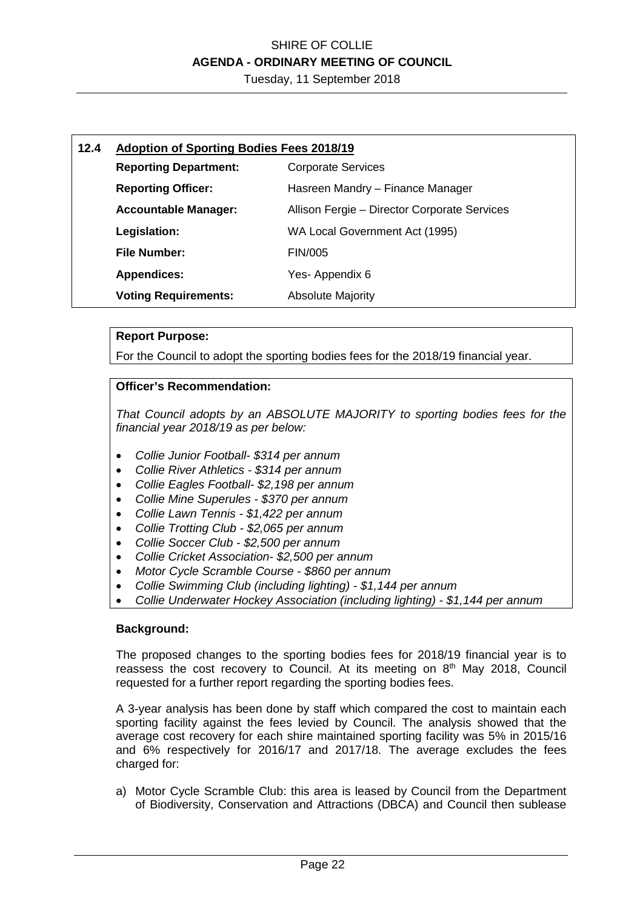## 12.4 Adoption of Sporting Bodies Fees 2018/19

| | |
|---|---|
| **Reporting Department:** | Corporate Services |
| **Reporting Officer:** | Hasreen Mandry – Finance Manager |
| **Accountable Manager:** | Allison Fergie – Director Corporate Services |
| **Legislation:** | WA Local Government Act (1995) |
| **File Number:** | FIN/005 |
| **Appendices:** | Yes- Appendix 6 |
| **Voting Requirements:** | Absolute Majority |

**Report Purpose:**

For the Council to adopt the sporting bodies fees for the 2018/19 financial year.

**Officer's Recommendation:**

*That Council adopts by an ABSOLUTE MAJORITY to sporting bodies fees for the financial year 2018/19 as per below:*

- *Collie Junior Football- $314 per annum*
- *Collie River Athletics - $314 per annum*
- *Collie Eagles Football- $2,198 per annum*
- *Collie Mine Superules - $370 per annum*
- *Collie Lawn Tennis - $1,422 per annum*
- *Collie Trotting Club - $2,065 per annum*
- *Collie Soccer Club - $2,500 per annum*
- *Collie Cricket Association- $2,500 per annum*
- *Motor Cycle Scramble Course - $860 per annum*
- *Collie Swimming Club (including lighting) - $1,144 per annum*
- *Collie Underwater Hockey Association (including lighting) - $1,144 per annum*

**Background:**

The proposed changes to the sporting bodies fees for 2018/19 financial year is to reassess the cost recovery to Council. At its meeting on 8th May 2018, Council requested for a further report regarding the sporting bodies fees.

A 3-year analysis has been done by staff which compared the cost to maintain each sporting facility against the fees levied by Council. The analysis showed that the average cost recovery for each shire maintained sporting facility was 5% in 2015/16 and 6% respectively for 2016/17 and 2017/18. The average excludes the fees charged for:

a) Motor Cycle Scramble Club: this area is leased by Council from the Department of Biodiversity, Conservation and Attractions (DBCA) and Council then sublease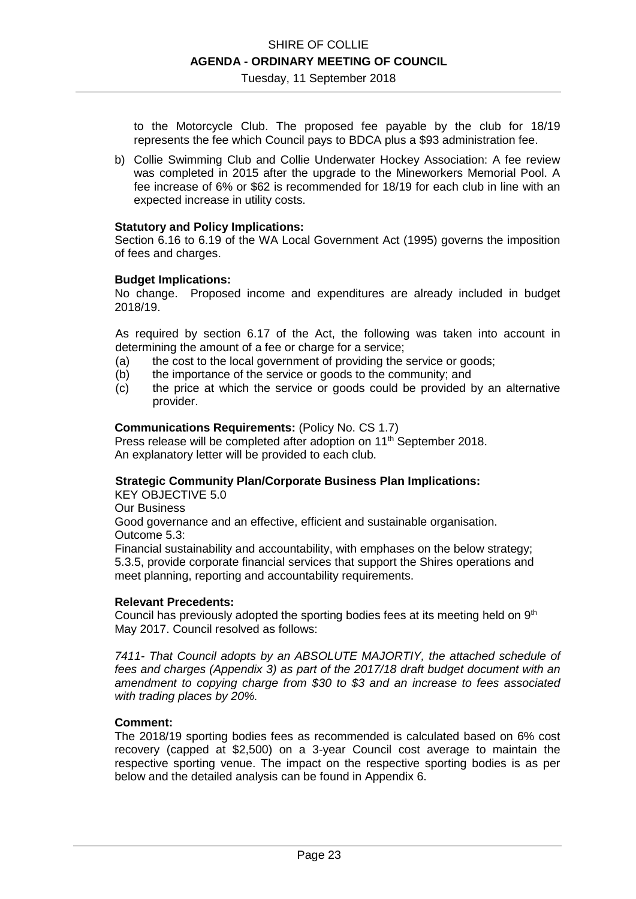to the Motorcycle Club. The proposed fee payable by the club for 18/19 represents the fee which Council pays to BDCA plus a $93 administration fee.

b) Collie Swimming Club and Collie Underwater Hockey Association: A fee review was completed in 2015 after the upgrade to the Mineworkers Memorial Pool. A fee increase of 6% or $62 is recommended for 18/19 for each club in line with an expected increase in utility costs.

**Statutory and Policy Implications:**
Section 6.16 to 6.19 of the WA Local Government Act (1995) governs the imposition of fees and charges.

**Budget Implications:**
No change. Proposed income and expenditures are already included in budget 2018/19.

As required by section 6.17 of the Act, the following was taken into account in determining the amount of a fee or charge for a service;

(a) the cost to the local government of providing the service or goods;
(b) the importance of the service or goods to the community; and
(c) the price at which the service or goods could be provided by an alternative provider.

**Communications Requirements:** (Policy No. CS 1.7)
Press release will be completed after adoption on 11th September 2018.
An explanatory letter will be provided to each club.

**Strategic Community Plan/Corporate Business Plan Implications:**
KEY OBJECTIVE 5.0
Our Business
Good governance and an effective, efficient and sustainable organisation.
Outcome 5.3:
Financial sustainability and accountability, with emphases on the below strategy;
5.3.5, provide corporate financial services that support the Shires operations and meet planning, reporting and accountability requirements.

**Relevant Precedents:**
Council has previously adopted the sporting bodies fees at its meeting held on 9th May 2017. Council resolved as follows:

*7411- That Council adopts by an ABSOLUTE MAJORTIY, the attached schedule of fees and charges (Appendix 3) as part of the 2017/18 draft budget document with an amendment to copying charge from $30 to $3 and an increase to fees associated with trading places by 20%.*

**Comment:**
The 2018/19 sporting bodies fees as recommended is calculated based on 6% cost recovery (capped at $2,500) on a 3-year Council cost average to maintain the respective sporting venue. The impact on the respective sporting bodies is as per below and the detailed analysis can be found in Appendix 6.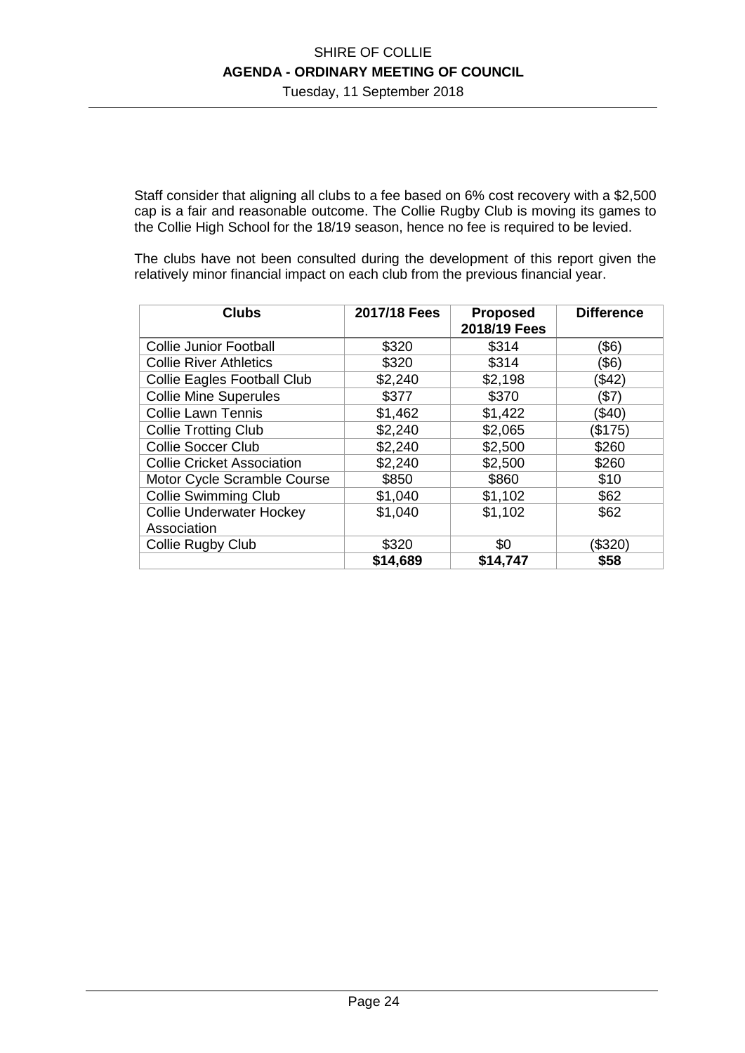Staff consider that aligning all clubs to a fee based on 6% cost recovery with a $2,500 cap is a fair and reasonable outcome. The Collie Rugby Club is moving its games to the Collie High School for the 18/19 season, hence no fee is required to be levied.

The clubs have not been consulted during the development of this report given the relatively minor financial impact on each club from the previous financial year.

| Clubs | 2017/18 Fees | Proposed 2018/19 Fees | Difference |
|---|---|---|---|
| Collie Junior Football | $320 | $314 | ($6) |
| Collie River Athletics | $320 | $314 | ($6) |
| Collie Eagles Football Club | $2,240 | $2,198 | ($42) |
| Collie Mine Superules | $377 | $370 | ($7) |
| Collie Lawn Tennis | $1,462 | $1,422 | ($40) |
| Collie Trotting Club | $2,240 | $2,065 | ($175) |
| Collie Soccer Club | $2,240 | $2,500 | $260 |
| Collie Cricket Association | $2,240 | $2,500 | $260 |
| Motor Cycle Scramble Course | $850 | $860 | $10 |
| Collie Swimming Club | $1,040 | $1,102 | $62 |
| Collie Underwater Hockey Association | $1,040 | $1,102 | $62 |
| Collie Rugby Club | $320 | $0 | ($320) |
| | **$14,689** | **$14,747** | **$58** |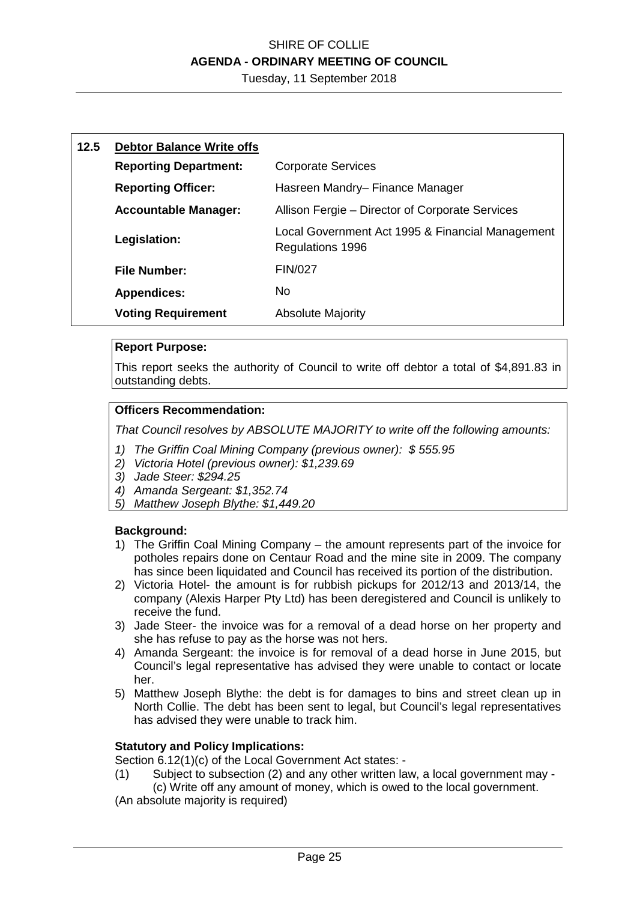## 12.5 Debtor Balance Write offs

| | |
|---|---|
| **Reporting Department:** | Corporate Services |
| **Reporting Officer:** | Hasreen Mandry– Finance Manager |
| **Accountable Manager:** | Allison Fergie – Director of Corporate Services |
| **Legislation:** | Local Government Act 1995 & Financial Management Regulations 1996 |
| **File Number:** | FIN/027 |
| **Appendices:** | No |
| **Voting Requirement** | Absolute Majority |

**Report Purpose:**

This report seeks the authority of Council to write off debtor a total of $4,891.83 in outstanding debts.

**Officers Recommendation:**

*That Council resolves by ABSOLUTE MAJORITY to write off the following amounts:*

1) *The Griffin Coal Mining Company (previous owner): $ 555.95*
2) *Victoria Hotel (previous owner): $1,239.69*
3) *Jade Steer: $294.25*
4) *Amanda Sergeant: $1,352.74*
5) *Matthew Joseph Blythe: $1,449.20*

**Background:**

1) The Griffin Coal Mining Company – the amount represents part of the invoice for potholes repairs done on Centaur Road and the mine site in 2009. The company has since been liquidated and Council has received its portion of the distribution.
2) Victoria Hotel- the amount is for rubbish pickups for 2012/13 and 2013/14, the company (Alexis Harper Pty Ltd) has been deregistered and Council is unlikely to receive the fund.
3) Jade Steer- the invoice was for a removal of a dead horse on her property and she has refuse to pay as the horse was not hers.
4) Amanda Sergeant: the invoice is for removal of a dead horse in June 2015, but Council's legal representative has advised they were unable to contact or locate her.
5) Matthew Joseph Blythe: the debt is for damages to bins and street clean up in North Collie. The debt has been sent to legal, but Council's legal representatives has advised they were unable to track him.

**Statutory and Policy Implications:**

Section 6.12(1)(c) of the Local Government Act states: -

(1) Subject to subsection (2) and any other written law, a local government may -
(c) Write off any amount of money, which is owed to the local government.

(An absolute majority is required)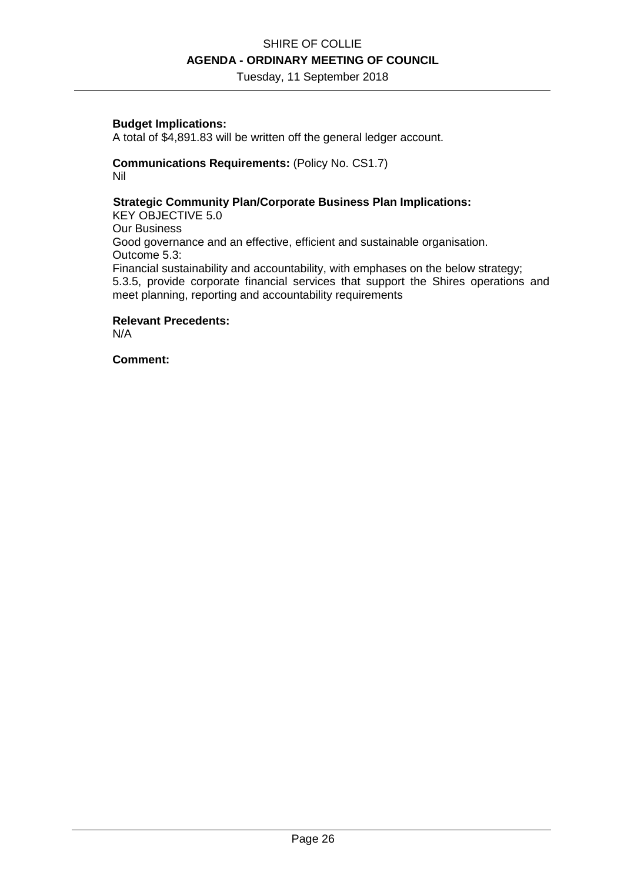**Budget Implications:**
A total of $4,891.83 will be written off the general ledger account.

**Communications Requirements:** (Policy No. CS1.7)
Nil

**Strategic Community Plan/Corporate Business Plan Implications:**
KEY OBJECTIVE 5.0
Our Business
Good governance and an effective, efficient and sustainable organisation.
Outcome 5.3:
Financial sustainability and accountability, with emphases on the below strategy;
5.3.5, provide corporate financial services that support the Shires operations and meet planning, reporting and accountability requirements

**Relevant Precedents:**
N/A

**Comment:**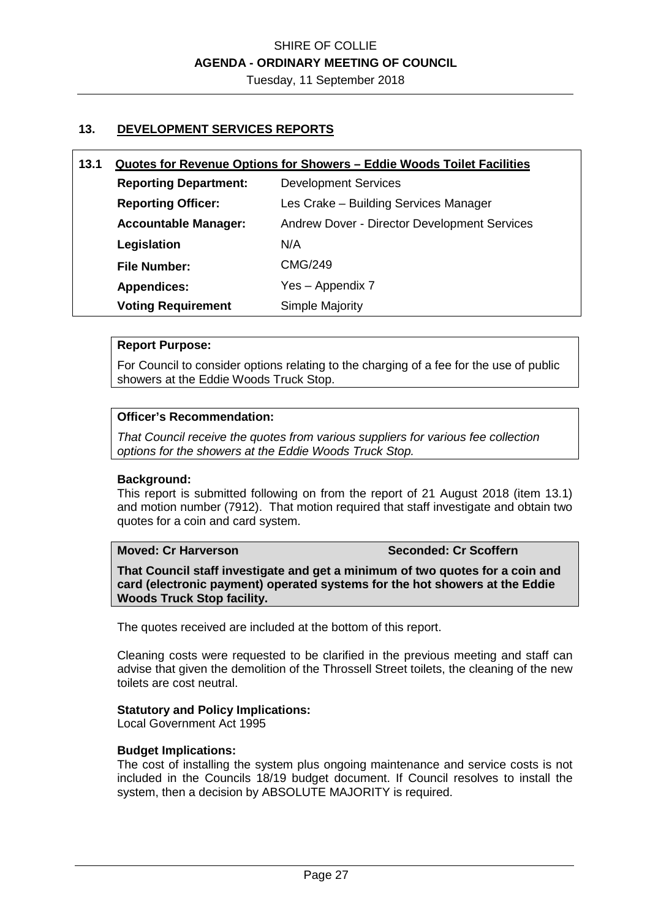## 13. DEVELOPMENT SERVICES REPORTS

### 13.1 Quotes for Revenue Options for Showers – Eddie Woods Toilet Facilities

| | |
|---|---|
| **Reporting Department:** | Development Services |
| **Reporting Officer:** | Les Crake – Building Services Manager |
| **Accountable Manager:** | Andrew Dover - Director Development Services |
| **Legislation** | N/A |
| **File Number:** | CMG/249 |
| **Appendices:** | Yes – Appendix 7 |
| **Voting Requirement** | Simple Majority |

**Report Purpose:**

For Council to consider options relating to the charging of a fee for the use of public showers at the Eddie Woods Truck Stop.

**Officer's Recommendation:**

*That Council receive the quotes from various suppliers for various fee collection options for the showers at the Eddie Woods Truck Stop.*

**Background:**

This report is submitted following on from the report of 21 August 2018 (item 13.1) and motion number (7912). That motion required that staff investigate and obtain two quotes for a coin and card system.

**Moved: Cr Harverson** **Seconded: Cr Scoffern**

**That Council staff investigate and get a minimum of two quotes for a coin and card (electronic payment) operated systems for the hot showers at the Eddie Woods Truck Stop facility.**

The quotes received are included at the bottom of this report.

Cleaning costs were requested to be clarified in the previous meeting and staff can advise that given the demolition of the Throssell Street toilets, the cleaning of the new toilets are cost neutral.

**Statutory and Policy Implications:**

Local Government Act 1995

**Budget Implications:**

The cost of installing the system plus ongoing maintenance and service costs is not included in the Councils 18/19 budget document. If Council resolves to install the system, then a decision by ABSOLUTE MAJORITY is required.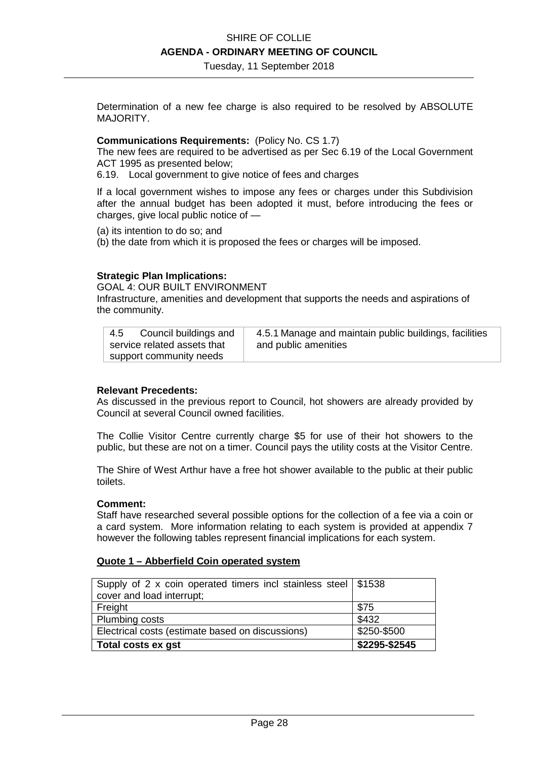Determination of a new fee charge is also required to be resolved by ABSOLUTE MAJORITY.

**Communications Requirements:** (Policy No. CS 1.7)
The new fees are required to be advertised as per Sec 6.19 of the Local Government ACT 1995 as presented below;
6.19. Local government to give notice of fees and charges

If a local government wishes to impose any fees or charges under this Subdivision after the annual budget has been adopted it must, before introducing the fees or charges, give local public notice of —

(a) its intention to do so; and
(b) the date from which it is proposed the fees or charges will be imposed.

**Strategic Plan Implications:**
GOAL 4: OUR BUILT ENVIRONMENT
Infrastructure, amenities and development that supports the needs and aspirations of the community.

| | |
|---|---|
| 4.5 Council buildings and service related assets that support community needs | 4.5.1 Manage and maintain public buildings, facilities and public amenities |

**Relevant Precedents:**
As discussed in the previous report to Council, hot showers are already provided by Council at several Council owned facilities.

The Collie Visitor Centre currently charge $5 for use of their hot showers to the public, but these are not on a timer. Council pays the utility costs at the Visitor Centre.

The Shire of West Arthur have a free hot shower available to the public at their public toilets.

**Comment:**
Staff have researched several possible options for the collection of a fee via a coin or a card system. More information relating to each system is provided at appendix 7 however the following tables represent financial implications for each system.

**Quote 1 – Abberfield Coin operated system**

| | |
|---|---|
| Supply of 2 x coin operated timers incl stainless steel cover and load interrupt; | $1538 |
| Freight | $75 |
| Plumbing costs | $432 |
| Electrical costs (estimate based on discussions) | $250-$500 |
| **Total costs ex gst** | **$2295-$2545** |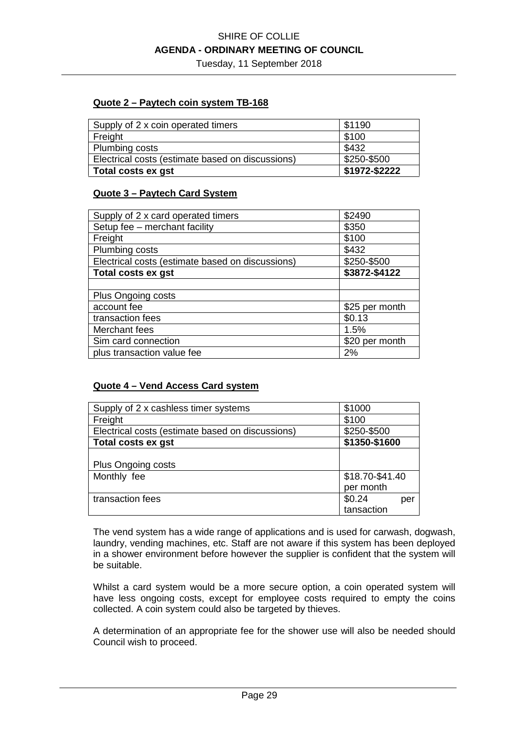**Quote 2 – Paytech coin system TB-168**

| | |
|---|---|
| Supply of 2 x coin operated timers | $1190 |
| Freight | $100 |
| Plumbing costs | $432 |
| Electrical costs (estimate based on discussions) | $250-$500 |
| **Total costs ex gst** | **$1972-$2222** |

**Quote 3 – Paytech Card System**

| | |
|---|---|
| Supply of 2 x card operated timers | $2490 |
| Setup fee – merchant facility | $350 |
| Freight | $100 |
| Plumbing costs | $432 |
| Electrical costs (estimate based on discussions) | $250-$500 |
| **Total costs ex gst** | **$3872-$4122** |
| | |
| Plus Ongoing costs | |
| account fee | $25 per month |
| transaction fees | $0.13 |
| Merchant fees | 1.5% |
| Sim card connection | $20 per month |
| plus transaction value fee | 2% |

**Quote 4 – Vend Access Card system**

| | |
|---|---|
| Supply of 2 x cashless timer systems | $1000 |
| Freight | $100 |
| Electrical costs (estimate based on discussions) | $250-$500 |
| **Total costs ex gst** | **$1350-$1600** |
| Plus Ongoing costs | |
| Monthly fee | $18.70-$41.40 per month |
| transaction fees | $0.24 per tansaction |

The vend system has a wide range of applications and is used for carwash, dogwash, laundry, vending machines, etc. Staff are not aware if this system has been deployed in a shower environment before however the supplier is confident that the system will be suitable.

Whilst a card system would be a more secure option, a coin operated system will have less ongoing costs, except for employee costs required to empty the coins collected. A coin system could also be targeted by thieves.

A determination of an appropriate fee for the shower use will also be needed should Council wish to proceed.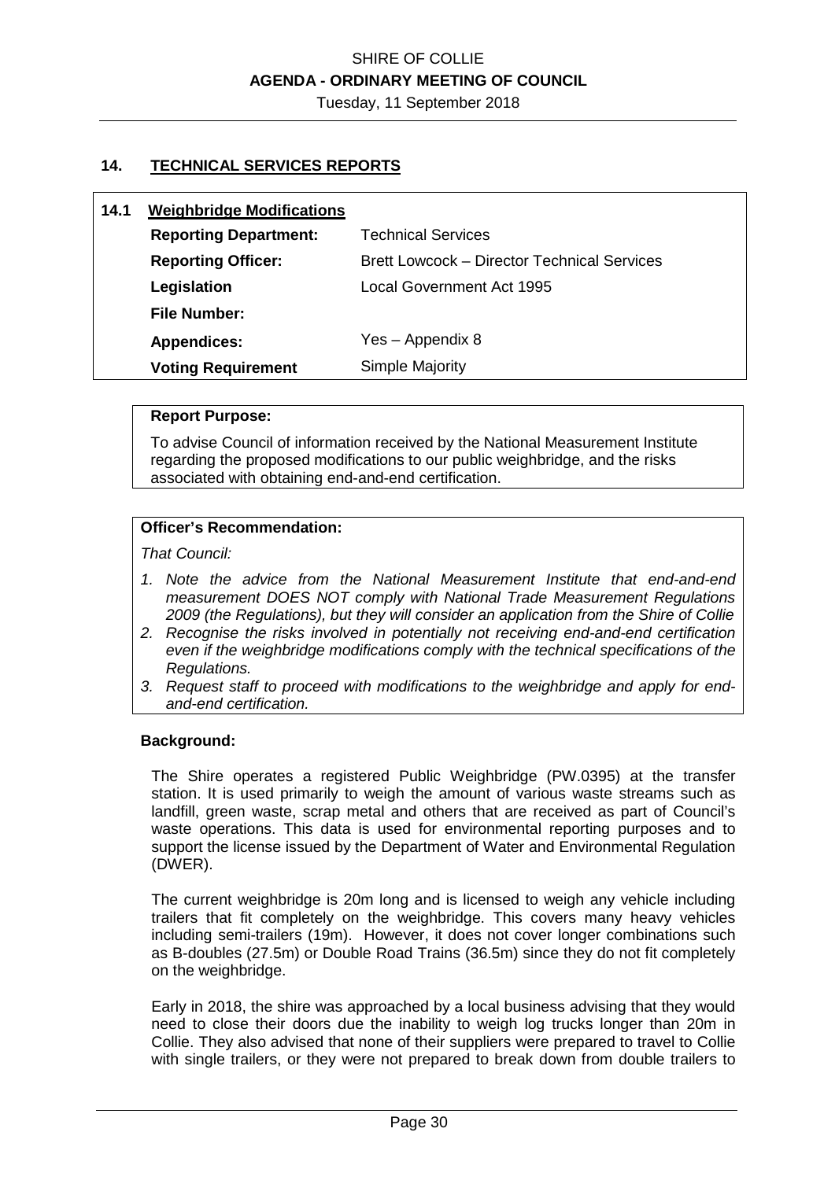## 14. TECHNICAL SERVICES REPORTS

| **14.1 Weighbridge Modifications** | |
|---|---|
| **Reporting Department:** | Technical Services |
| **Reporting Officer:** | Brett Lowcock – Director Technical Services |
| **Legislation** | Local Government Act 1995 |
| **File Number:** | |
| **Appendices:** | Yes – Appendix 8 |
| **Voting Requirement** | Simple Majority |

**Report Purpose:**

To advise Council of information received by the National Measurement Institute regarding the proposed modifications to our public weighbridge, and the risks associated with obtaining end-and-end certification.

**Officer's Recommendation:**

*That Council:*

1. *Note the advice from the National Measurement Institute that end-and-end measurement DOES NOT comply with National Trade Measurement Regulations 2009 (the Regulations), but they will consider an application from the Shire of Collie*
2. *Recognise the risks involved in potentially not receiving end-and-end certification even if the weighbridge modifications comply with the technical specifications of the Regulations.*
3. *Request staff to proceed with modifications to the weighbridge and apply for end-and-end certification.*

**Background:**

The Shire operates a registered Public Weighbridge (PW.0395) at the transfer station. It is used primarily to weigh the amount of various waste streams such as landfill, green waste, scrap metal and others that are received as part of Council's waste operations. This data is used for environmental reporting purposes and to support the license issued by the Department of Water and Environmental Regulation (DWER).

The current weighbridge is 20m long and is licensed to weigh any vehicle including trailers that fit completely on the weighbridge. This covers many heavy vehicles including semi-trailers (19m). However, it does not cover longer combinations such as B-doubles (27.5m) or Double Road Trains (36.5m) since they do not fit completely on the weighbridge.

Early in 2018, the shire was approached by a local business advising that they would need to close their doors due the inability to weigh log trucks longer than 20m in Collie. They also advised that none of their suppliers were prepared to travel to Collie with single trailers, or they were not prepared to break down from double trailers to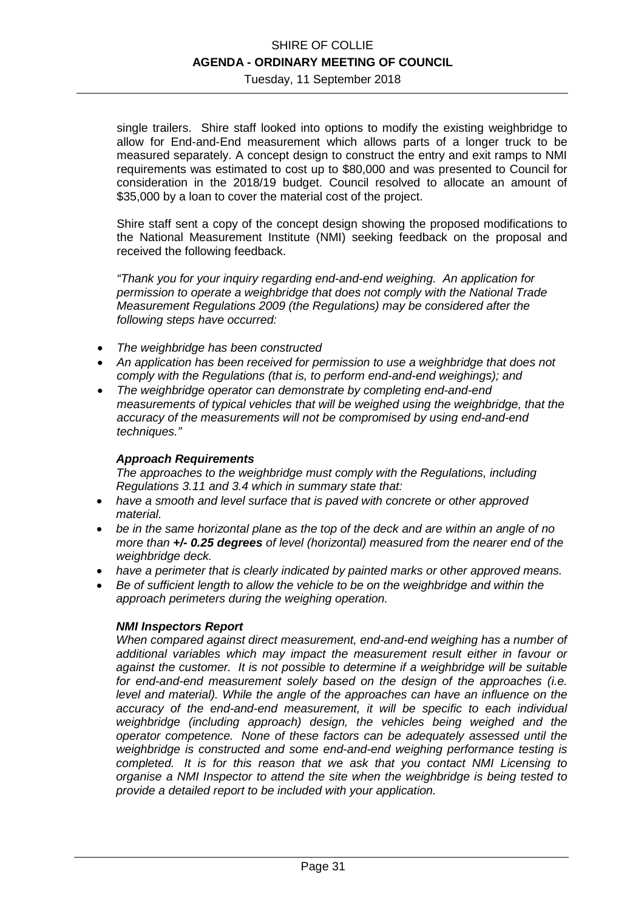single trailers. Shire staff looked into options to modify the existing weighbridge to allow for End-and-End measurement which allows parts of a longer truck to be measured separately. A concept design to construct the entry and exit ramps to NMI requirements was estimated to cost up to $80,000 and was presented to Council for consideration in the 2018/19 budget. Council resolved to allocate an amount of $35,000 by a loan to cover the material cost of the project.

Shire staff sent a copy of the concept design showing the proposed modifications to the National Measurement Institute (NMI) seeking feedback on the proposal and received the following feedback.

*"Thank you for your inquiry regarding end-and-end weighing. An application for permission to operate a weighbridge that does not comply with the National Trade Measurement Regulations 2009 (the Regulations) may be considered after the following steps have occurred:*

- *The weighbridge has been constructed*
- *An application has been received for permission to use a weighbridge that does not comply with the Regulations (that is, to perform end-and-end weighings); and*
- *The weighbridge operator can demonstrate by completing end-and-end measurements of typical vehicles that will be weighed using the weighbridge, that the accuracy of the measurements will not be compromised by using end-and-end techniques."*

***Approach Requirements***

*The approaches to the weighbridge must comply with the Regulations, including Regulations 3.11 and 3.4 which in summary state that:*

- *have a smooth and level surface that is paved with concrete or other approved material.*
- *be in the same horizontal plane as the top of the deck and are within an angle of no more than **+/- 0.25 degrees** of level (horizontal) measured from the nearer end of the weighbridge deck.*
- *have a perimeter that is clearly indicated by painted marks or other approved means.*
- *Be of sufficient length to allow the vehicle to be on the weighbridge and within the approach perimeters during the weighing operation.*

***NMI Inspectors Report***

*When compared against direct measurement, end-and-end weighing has a number of additional variables which may impact the measurement result either in favour or against the customer. It is not possible to determine if a weighbridge will be suitable for end-and-end measurement solely based on the design of the approaches (i.e. level and material). While the angle of the approaches can have an influence on the accuracy of the end-and-end measurement, it will be specific to each individual weighbridge (including approach) design, the vehicles being weighed and the operator competence. None of these factors can be adequately assessed until the weighbridge is constructed and some end-and-end weighing performance testing is completed. It is for this reason that we ask that you contact NMI Licensing to organise a NMI Inspector to attend the site when the weighbridge is being tested to provide a detailed report to be included with your application.*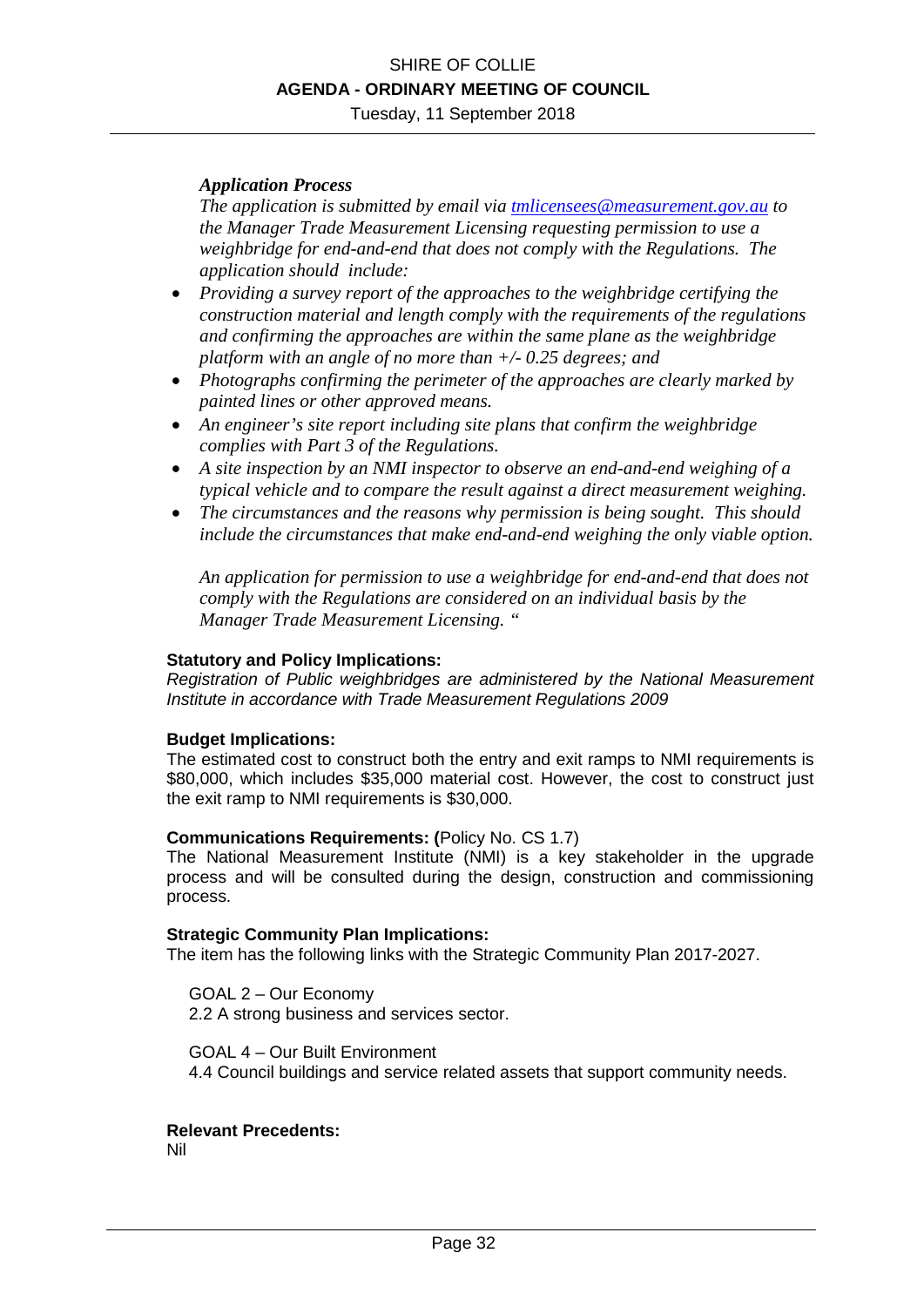***Application Process***

*The application is submitted by email via [tmlicensees@measurement.gov.au](mailto:tmlicensees@measurement.gov.au) to the Manager Trade Measurement Licensing requesting permission to use a weighbridge for end-and-end that does not comply with the Regulations. The application should include:*

- *Providing a survey report of the approaches to the weighbridge certifying the construction material and length comply with the requirements of the regulations and confirming the approaches are within the same plane as the weighbridge platform with an angle of no more than +/- 0.25 degrees; and*
- *Photographs confirming the perimeter of the approaches are clearly marked by painted lines or other approved means.*
- *An engineer's site report including site plans that confirm the weighbridge complies with Part 3 of the Regulations.*
- *A site inspection by an NMI inspector to observe an end-and-end weighing of a typical vehicle and to compare the result against a direct measurement weighing.*
- *The circumstances and the reasons why permission is being sought. This should include the circumstances that make end-and-end weighing the only viable option.*

*An application for permission to use a weighbridge for end-and-end that does not comply with the Regulations are considered on an individual basis by the Manager Trade Measurement Licensing. "*

**Statutory and Policy Implications:**
*Registration of Public weighbridges are administered by the National Measurement Institute in accordance with Trade Measurement Regulations 2009*

**Budget Implications:**
The estimated cost to construct both the entry and exit ramps to NMI requirements is $80,000, which includes $35,000 material cost. However, the cost to construct just the exit ramp to NMI requirements is $30,000.

**Communications Requirements: (**Policy No. CS 1.7)
The National Measurement Institute (NMI) is a key stakeholder in the upgrade process and will be consulted during the design, construction and commissioning process.

**Strategic Community Plan Implications:**
The item has the following links with the Strategic Community Plan 2017-2027.

GOAL 2 – Our Economy
2.2 A strong business and services sector.

GOAL 4 – Our Built Environment
4.4 Council buildings and service related assets that support community needs.

**Relevant Precedents:**
Nil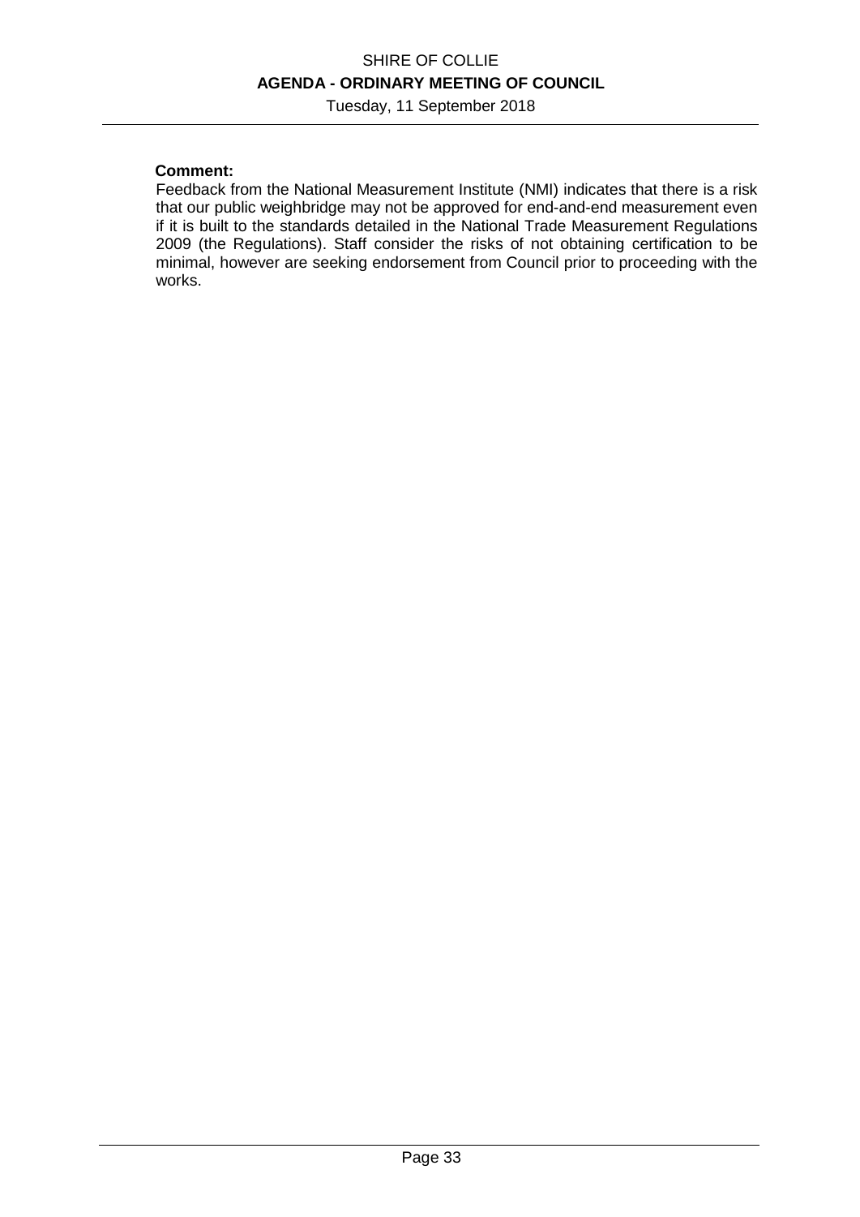**Comment:**

Feedback from the National Measurement Institute (NMI) indicates that there is a risk that our public weighbridge may not be approved for end-and-end measurement even if it is built to the standards detailed in the National Trade Measurement Regulations 2009 (the Regulations). Staff consider the risks of not obtaining certification to be minimal, however are seeking endorsement from Council prior to proceeding with the works.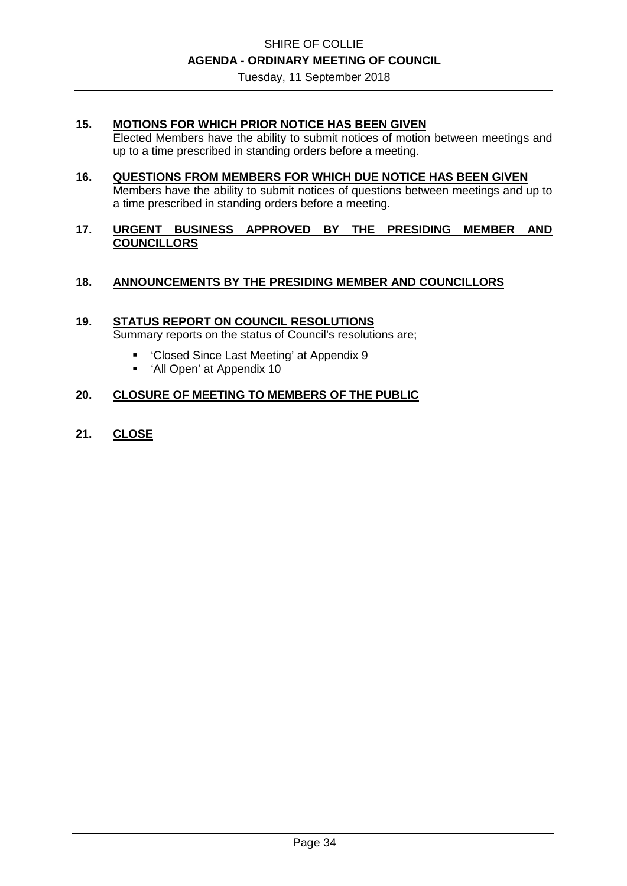## 15. MOTIONS FOR WHICH PRIOR NOTICE HAS BEEN GIVEN

Elected Members have the ability to submit notices of motion between meetings and up to a time prescribed in standing orders before a meeting.

## 16. QUESTIONS FROM MEMBERS FOR WHICH DUE NOTICE HAS BEEN GIVEN

Members have the ability to submit notices of questions between meetings and up to a time prescribed in standing orders before a meeting.

## 17. URGENT BUSINESS APPROVED BY THE PRESIDING MEMBER AND COUNCILLORS

## 18. ANNOUNCEMENTS BY THE PRESIDING MEMBER AND COUNCILLORS

## 19. STATUS REPORT ON COUNCIL RESOLUTIONS

Summary reports on the status of Council's resolutions are;

- 'Closed Since Last Meeting' at Appendix 9
- 'All Open' at Appendix 10

## 20. CLOSURE OF MEETING TO MEMBERS OF THE PUBLIC

## 21. CLOSE